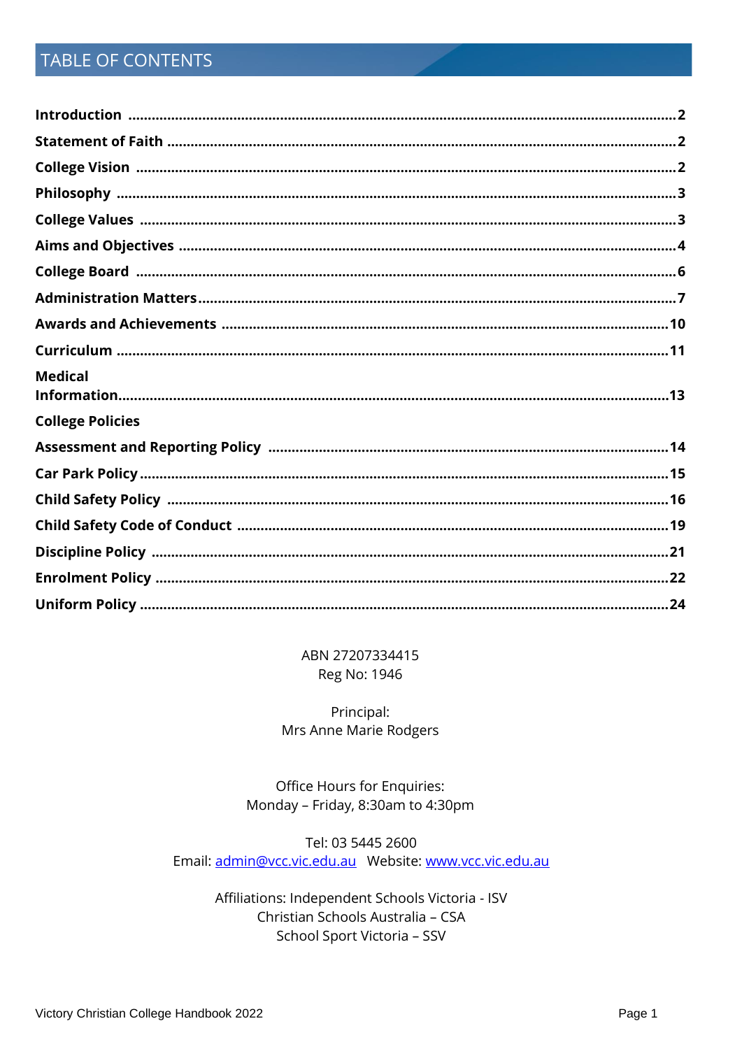## TABLE OF CONTENTS

**Introduction** .......... **2**
**Statement of Faith** .......... **2**
**College Vision** .......... **2**
**Philosophy** .......... **3**
**College Values** .......... **3**
**Aims and Objectives** .......... **4**
**College Board** .......... **6**
**Administration Matters** .......... **7**
**Awards and Achievements** .......... **10**
**Curriculum** .......... **11**
**Medical Information** .......... **13**
**College Policies**
**Assessment and Reporting Policy** .......... **14**
**Car Park Policy** .......... **15**
**Child Safety Policy** .......... **16**
**Child Safety Code of Conduct** .......... **19**
**Discipline Policy** .......... **21**
**Enrolment Policy** .......... **22**
**Uniform Policy** .......... **24**

ABN 27207334415
Reg No: 1946

Principal:
Mrs Anne Marie Rodgers

Office Hours for Enquiries:
Monday – Friday, 8:30am to 4:30pm

Tel: 03 5445 2600
Email: admin@vcc.vic.edu.au Website: www.vcc.vic.edu.au

Affiliations: Independent Schools Victoria - ISV
Christian Schools Australia – CSA
School Sport Victoria – SSV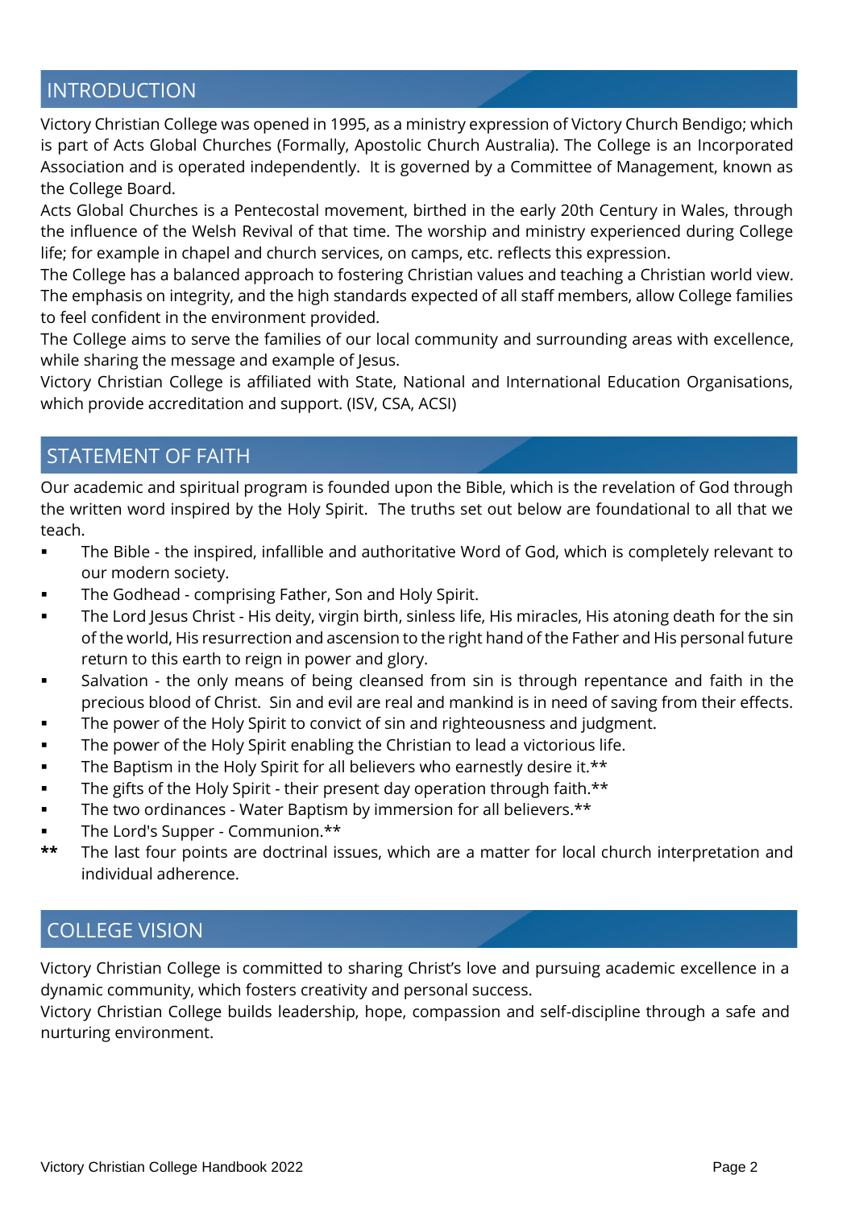## INTRODUCTION

Victory Christian College was opened in 1995, as a ministry expression of Victory Church Bendigo; which is part of Acts Global Churches (Formally, Apostolic Church Australia). The College is an Incorporated Association and is operated independently. It is governed by a Committee of Management, known as the College Board.

Acts Global Churches is a Pentecostal movement, birthed in the early 20th Century in Wales, through the influence of the Welsh Revival of that time. The worship and ministry experienced during College life; for example in chapel and church services, on camps, etc. reflects this expression.

The College has a balanced approach to fostering Christian values and teaching a Christian world view. The emphasis on integrity, and the high standards expected of all staff members, allow College families to feel confident in the environment provided.

The College aims to serve the families of our local community and surrounding areas with excellence, while sharing the message and example of Jesus.

Victory Christian College is affiliated with State, National and International Education Organisations, which provide accreditation and support. (ISV, CSA, ACSI)

## STATEMENT OF FAITH

Our academic and spiritual program is founded upon the Bible, which is the revelation of God through the written word inspired by the Holy Spirit. The truths set out below are foundational to all that we teach.

- The Bible - the inspired, infallible and authoritative Word of God, which is completely relevant to our modern society.
- The Godhead - comprising Father, Son and Holy Spirit.
- The Lord Jesus Christ - His deity, virgin birth, sinless life, His miracles, His atoning death for the sin of the world, His resurrection and ascension to the right hand of the Father and His personal future return to this earth to reign in power and glory.
- Salvation - the only means of being cleansed from sin is through repentance and faith in the precious blood of Christ. Sin and evil are real and mankind is in need of saving from their effects.
- The power of the Holy Spirit to convict of sin and righteousness and judgment.
- The power of the Holy Spirit enabling the Christian to lead a victorious life.
- The Baptism in the Holy Spirit for all believers who earnestly desire it.**
- The gifts of the Holy Spirit - their present day operation through faith.**
- The two ordinances - Water Baptism by immersion for all believers.**
- The Lord's Supper - Communion.**

** The last four points are doctrinal issues, which are a matter for local church interpretation and individual adherence.

## COLLEGE VISION

Victory Christian College is committed to sharing Christ's love and pursuing academic excellence in a dynamic community, which fosters creativity and personal success.

Victory Christian College builds leadership, hope, compassion and self-discipline through a safe and nurturing environment.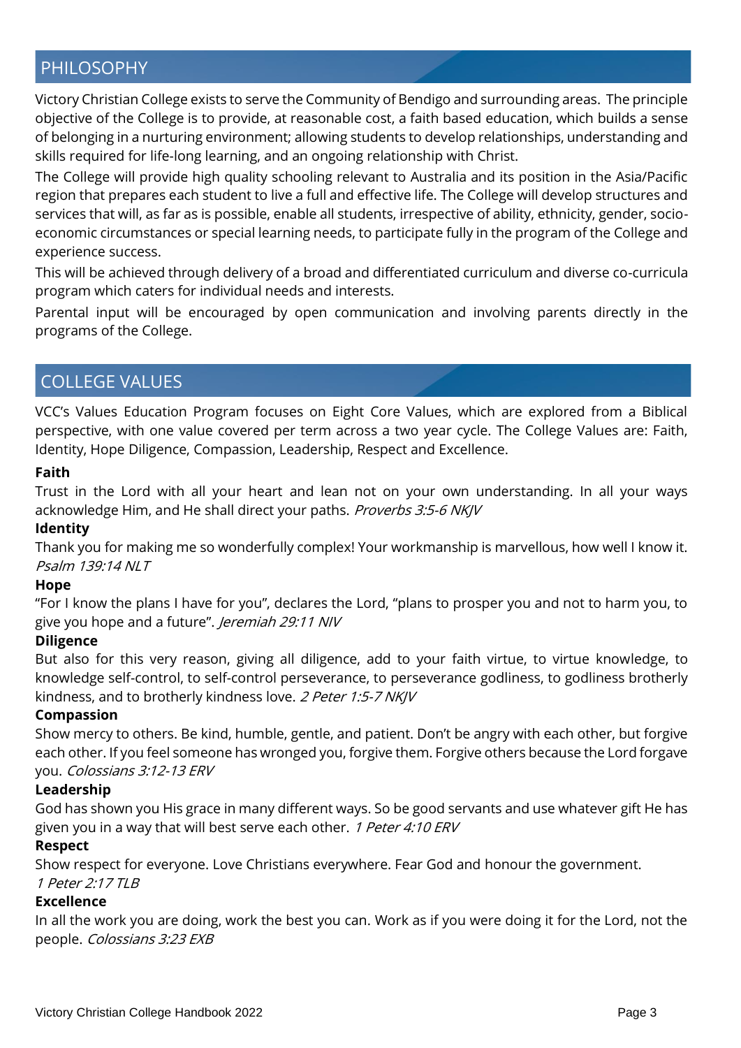## PHILOSOPHY

Victory Christian College exists to serve the Community of Bendigo and surrounding areas. The principle objective of the College is to provide, at reasonable cost, a faith based education, which builds a sense of belonging in a nurturing environment; allowing students to develop relationships, understanding and skills required for life-long learning, and an ongoing relationship with Christ.

The College will provide high quality schooling relevant to Australia and its position in the Asia/Pacific region that prepares each student to live a full and effective life. The College will develop structures and services that will, as far as is possible, enable all students, irrespective of ability, ethnicity, gender, socio-economic circumstances or special learning needs, to participate fully in the program of the College and experience success.

This will be achieved through delivery of a broad and differentiated curriculum and diverse co-curricula program which caters for individual needs and interests.

Parental input will be encouraged by open communication and involving parents directly in the programs of the College.

## COLLEGE VALUES

VCC's Values Education Program focuses on Eight Core Values, which are explored from a Biblical perspective, with one value covered per term across a two year cycle. The College Values are: Faith, Identity, Hope Diligence, Compassion, Leadership, Respect and Excellence.

**Faith**

Trust in the Lord with all your heart and lean not on your own understanding. In all your ways acknowledge Him, and He shall direct your paths. *Proverbs 3:5-6 NKJV*

**Identity**

Thank you for making me so wonderfully complex! Your workmanship is marvellous, how well I know it. *Psalm 139:14 NLT*

**Hope**

"For I know the plans I have for you", declares the Lord, "plans to prosper you and not to harm you, to give you hope and a future". *Jeremiah 29:11 NIV*

**Diligence**

But also for this very reason, giving all diligence, add to your faith virtue, to virtue knowledge, to knowledge self-control, to self-control perseverance, to perseverance godliness, to godliness brotherly kindness, and to brotherly kindness love. *2 Peter 1:5-7 NKJV*

**Compassion**

Show mercy to others. Be kind, humble, gentle, and patient. Don't be angry with each other, but forgive each other. If you feel someone has wronged you, forgive them. Forgive others because the Lord forgave you. *Colossians 3:12-13 ERV*

**Leadership**

God has shown you His grace in many different ways. So be good servants and use whatever gift He has given you in a way that will best serve each other. *1 Peter 4:10 ERV*

**Respect**

Show respect for everyone. Love Christians everywhere. Fear God and honour the government. *1 Peter 2:17 TLB*

**Excellence**

In all the work you are doing, work the best you can. Work as if you were doing it for the Lord, not the people. *Colossians 3:23 EXB*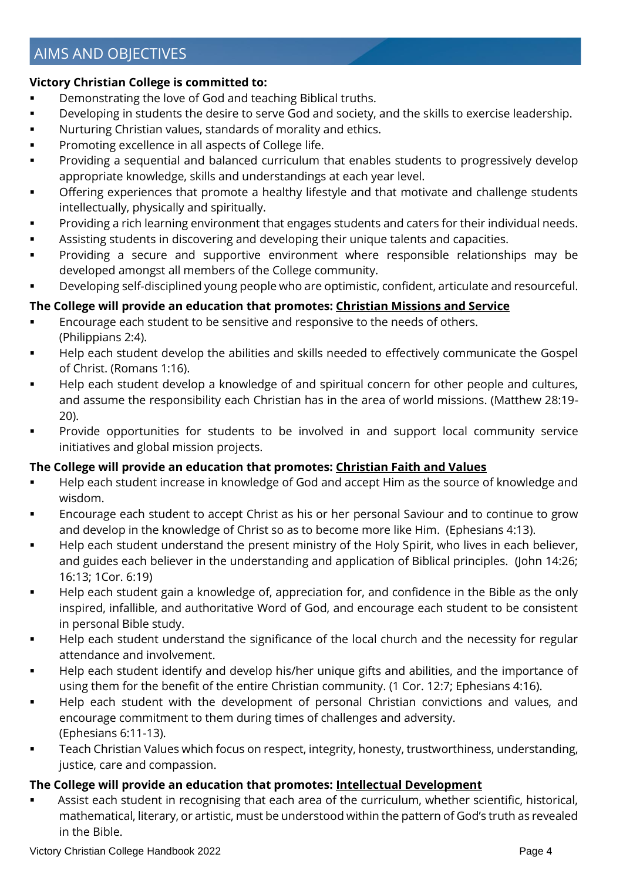## AIMS AND OBJECTIVES

**Victory Christian College is committed to:**

- Demonstrating the love of God and teaching Biblical truths.
- Developing in students the desire to serve God and society, and the skills to exercise leadership.
- Nurturing Christian values, standards of morality and ethics.
- Promoting excellence in all aspects of College life.
- Providing a sequential and balanced curriculum that enables students to progressively develop appropriate knowledge, skills and understandings at each year level.
- Offering experiences that promote a healthy lifestyle and that motivate and challenge students intellectually, physically and spiritually.
- Providing a rich learning environment that engages students and caters for their individual needs.
- Assisting students in discovering and developing their unique talents and capacities.
- Providing a secure and supportive environment where responsible relationships may be developed amongst all members of the College community.
- Developing self-disciplined young people who are optimistic, confident, articulate and resourceful.

**The College will provide an education that promotes: <u>Christian Missions and Service</u>**

- Encourage each student to be sensitive and responsive to the needs of others. (Philippians 2:4).
- Help each student develop the abilities and skills needed to effectively communicate the Gospel of Christ. (Romans 1:16).
- Help each student develop a knowledge of and spiritual concern for other people and cultures, and assume the responsibility each Christian has in the area of world missions. (Matthew 28:19-20).
- Provide opportunities for students to be involved in and support local community service initiatives and global mission projects.

**The College will provide an education that promotes: <u>Christian Faith and Values</u>**

- Help each student increase in knowledge of God and accept Him as the source of knowledge and wisdom.
- Encourage each student to accept Christ as his or her personal Saviour and to continue to grow and develop in the knowledge of Christ so as to become more like Him. (Ephesians 4:13).
- Help each student understand the present ministry of the Holy Spirit, who lives in each believer, and guides each believer in the understanding and application of Biblical principles. (John 14:26; 16:13; 1Cor. 6:19)
- Help each student gain a knowledge of, appreciation for, and confidence in the Bible as the only inspired, infallible, and authoritative Word of God, and encourage each student to be consistent in personal Bible study.
- Help each student understand the significance of the local church and the necessity for regular attendance and involvement.
- Help each student identify and develop his/her unique gifts and abilities, and the importance of using them for the benefit of the entire Christian community. (1 Cor. 12:7; Ephesians 4:16).
- Help each student with the development of personal Christian convictions and values, and encourage commitment to them during times of challenges and adversity. (Ephesians 6:11-13).
- Teach Christian Values which focus on respect, integrity, honesty, trustworthiness, understanding, justice, care and compassion.

**The College will provide an education that promotes: <u>Intellectual Development</u>**

- Assist each student in recognising that each area of the curriculum, whether scientific, historical, mathematical, literary, or artistic, must be understood within the pattern of God's truth as revealed in the Bible.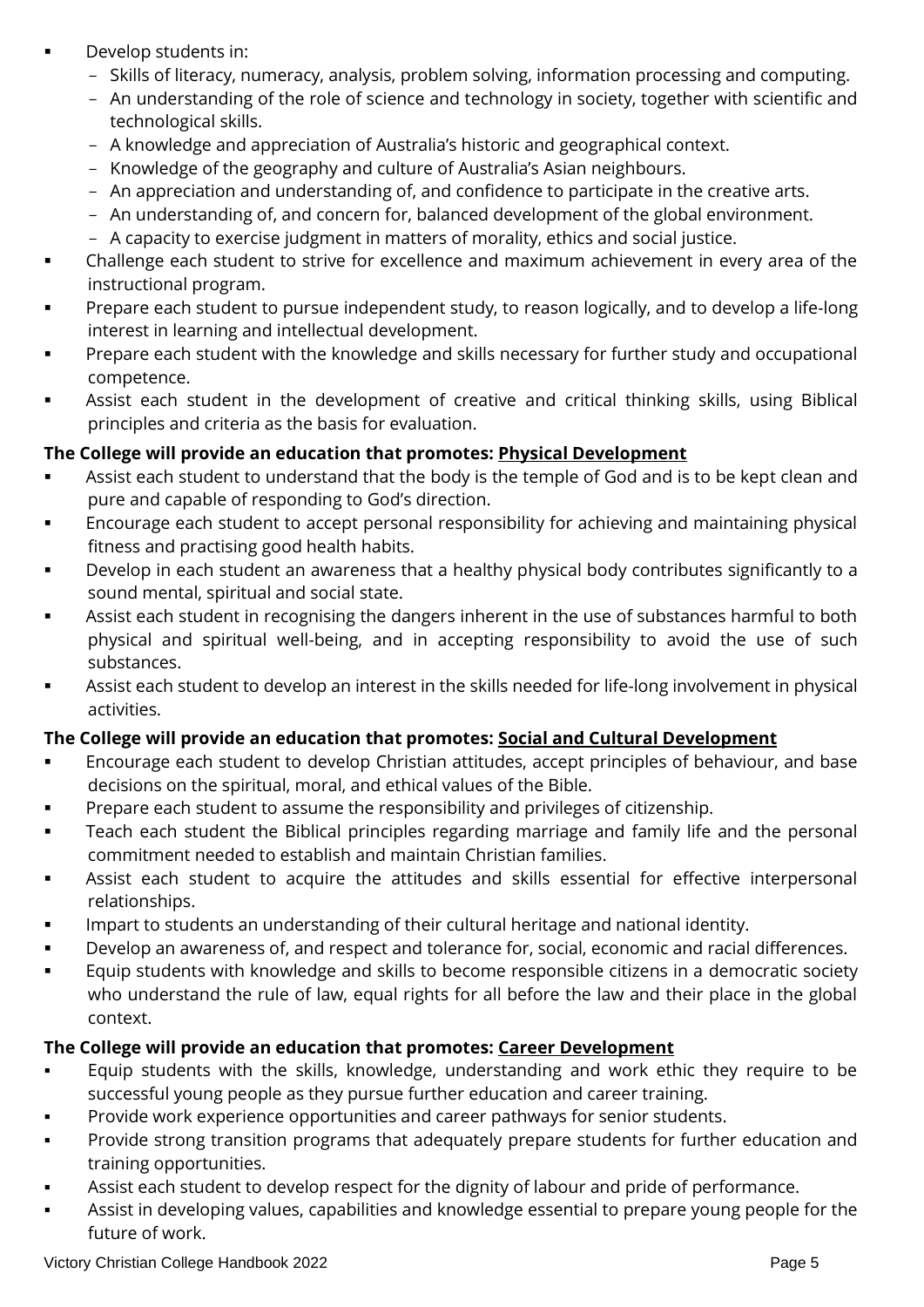- Develop students in:
  - Skills of literacy, numeracy, analysis, problem solving, information processing and computing.
  - An understanding of the role of science and technology in society, together with scientific and technological skills.
  - A knowledge and appreciation of Australia's historic and geographical context.
  - Knowledge of the geography and culture of Australia's Asian neighbours.
  - An appreciation and understanding of, and confidence to participate in the creative arts.
  - An understanding of, and concern for, balanced development of the global environment.
  - A capacity to exercise judgment in matters of morality, ethics and social justice.
- Challenge each student to strive for excellence and maximum achievement in every area of the instructional program.
- Prepare each student to pursue independent study, to reason logically, and to develop a life-long interest in learning and intellectual development.
- Prepare each student with the knowledge and skills necessary for further study and occupational competence.
- Assist each student in the development of creative and critical thinking skills, using Biblical principles and criteria as the basis for evaluation.

**The College will provide an education that promotes: Physical Development**

- Assist each student to understand that the body is the temple of God and is to be kept clean and pure and capable of responding to God's direction.
- Encourage each student to accept personal responsibility for achieving and maintaining physical fitness and practising good health habits.
- Develop in each student an awareness that a healthy physical body contributes significantly to a sound mental, spiritual and social state.
- Assist each student in recognising the dangers inherent in the use of substances harmful to both physical and spiritual well-being, and in accepting responsibility to avoid the use of such substances.
- Assist each student to develop an interest in the skills needed for life-long involvement in physical activities.

**The College will provide an education that promotes: Social and Cultural Development**

- Encourage each student to develop Christian attitudes, accept principles of behaviour, and base decisions on the spiritual, moral, and ethical values of the Bible.
- Prepare each student to assume the responsibility and privileges of citizenship.
- Teach each student the Biblical principles regarding marriage and family life and the personal commitment needed to establish and maintain Christian families.
- Assist each student to acquire the attitudes and skills essential for effective interpersonal relationships.
- Impart to students an understanding of their cultural heritage and national identity.
- Develop an awareness of, and respect and tolerance for, social, economic and racial differences.
- Equip students with knowledge and skills to become responsible citizens in a democratic society who understand the rule of law, equal rights for all before the law and their place in the global context.

**The College will provide an education that promotes: Career Development**

- Equip students with the skills, knowledge, understanding and work ethic they require to be successful young people as they pursue further education and career training.
- Provide work experience opportunities and career pathways for senior students.
- Provide strong transition programs that adequately prepare students for further education and training opportunities.
- Assist each student to develop respect for the dignity of labour and pride of performance.
- Assist in developing values, capabilities and knowledge essential to prepare young people for the future of work.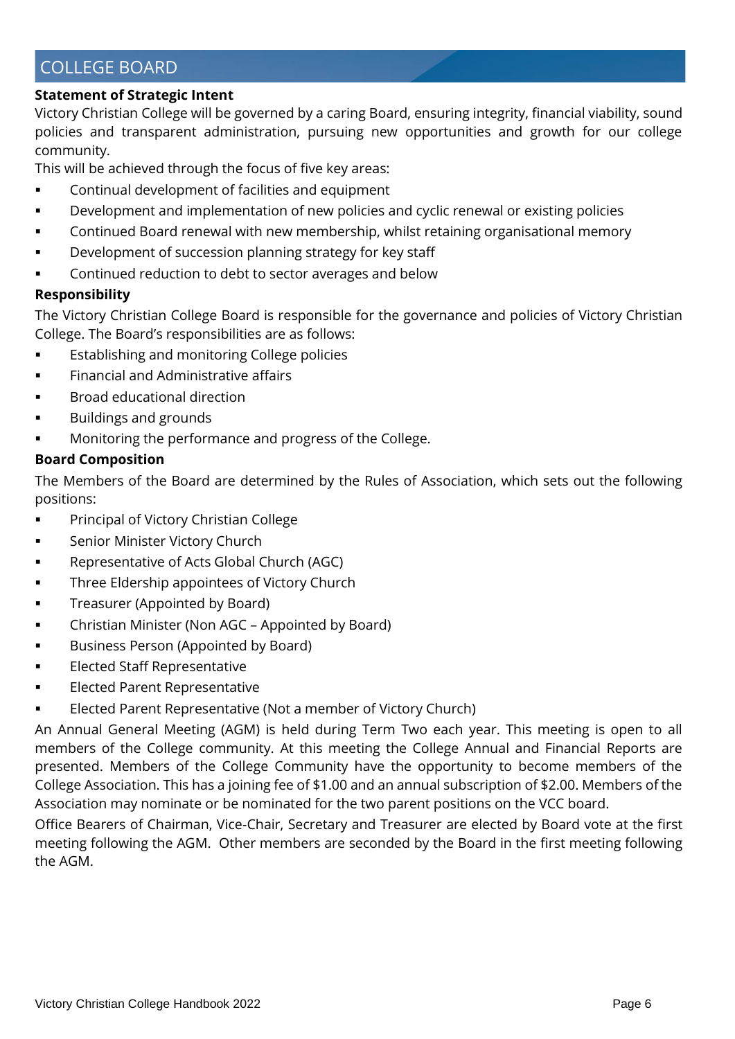## COLLEGE BOARD

**Statement of Strategic Intent**

Victory Christian College will be governed by a caring Board, ensuring integrity, financial viability, sound policies and transparent administration, pursuing new opportunities and growth for our college community.

This will be achieved through the focus of five key areas:

- Continual development of facilities and equipment
- Development and implementation of new policies and cyclic renewal or existing policies
- Continued Board renewal with new membership, whilst retaining organisational memory
- Development of succession planning strategy for key staff
- Continued reduction to debt to sector averages and below

**Responsibility**

The Victory Christian College Board is responsible for the governance and policies of Victory Christian College. The Board's responsibilities are as follows:

- Establishing and monitoring College policies
- Financial and Administrative affairs
- Broad educational direction
- Buildings and grounds
- Monitoring the performance and progress of the College.

**Board Composition**

The Members of the Board are determined by the Rules of Association, which sets out the following positions:

- Principal of Victory Christian College
- Senior Minister Victory Church
- Representative of Acts Global Church (AGC)
- Three Eldership appointees of Victory Church
- Treasurer (Appointed by Board)
- Christian Minister (Non AGC – Appointed by Board)
- Business Person (Appointed by Board)
- Elected Staff Representative
- Elected Parent Representative
- Elected Parent Representative (Not a member of Victory Church)

An Annual General Meeting (AGM) is held during Term Two each year. This meeting is open to all members of the College community. At this meeting the College Annual and Financial Reports are presented. Members of the College Community have the opportunity to become members of the College Association. This has a joining fee of $1.00 and an annual subscription of $2.00. Members of the Association may nominate or be nominated for the two parent positions on the VCC board.

Office Bearers of Chairman, Vice-Chair, Secretary and Treasurer are elected by Board vote at the first meeting following the AGM. Other members are seconded by the Board in the first meeting following the AGM.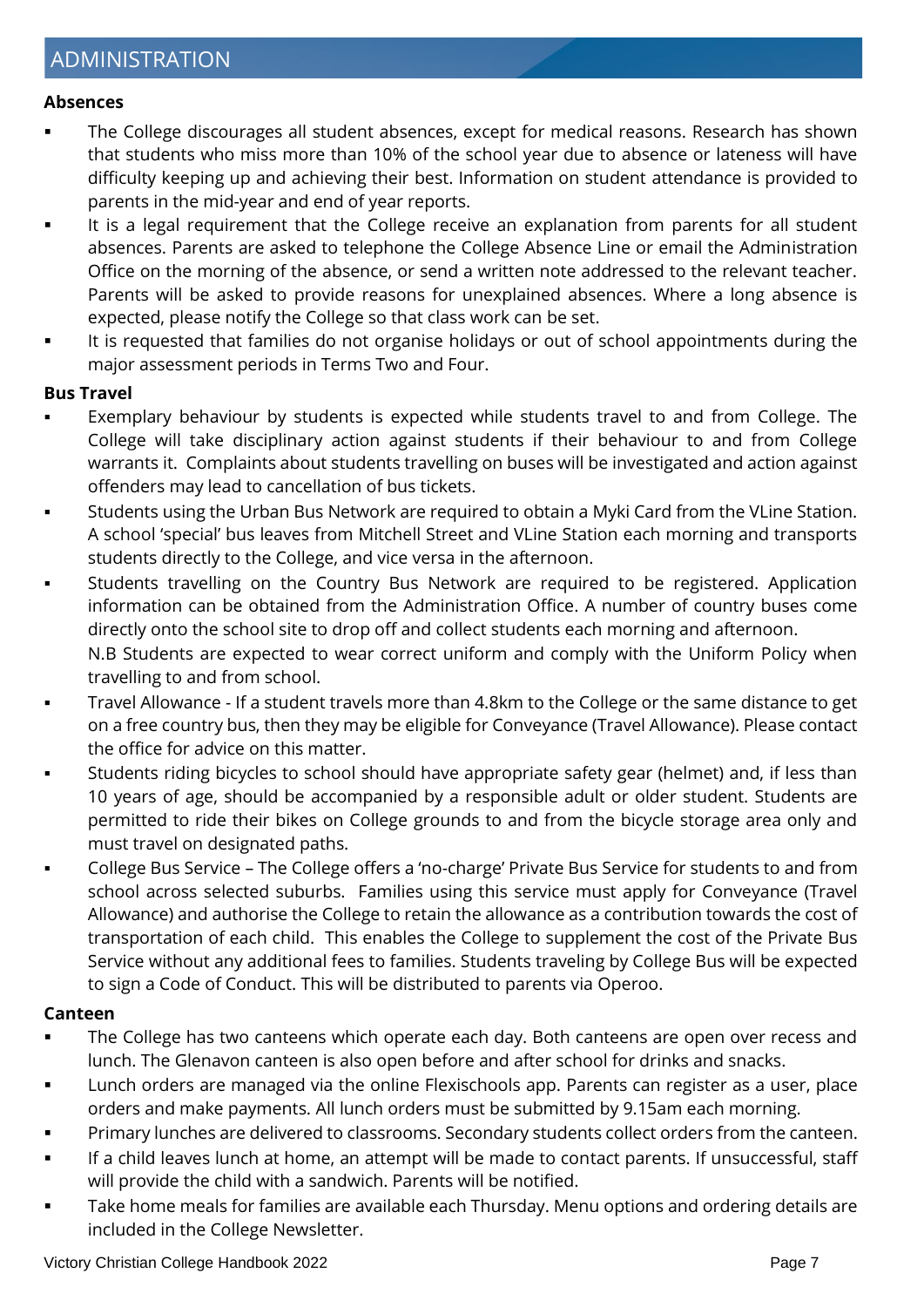# ADMINISTRATION

**Absences**

- The College discourages all student absences, except for medical reasons. Research has shown that students who miss more than 10% of the school year due to absence or lateness will have difficulty keeping up and achieving their best. Information on student attendance is provided to parents in the mid-year and end of year reports.
- It is a legal requirement that the College receive an explanation from parents for all student absences. Parents are asked to telephone the College Absence Line or email the Administration Office on the morning of the absence, or send a written note addressed to the relevant teacher. Parents will be asked to provide reasons for unexplained absences. Where a long absence is expected, please notify the College so that class work can be set.
- It is requested that families do not organise holidays or out of school appointments during the major assessment periods in Terms Two and Four.

**Bus Travel**

- Exemplary behaviour by students is expected while students travel to and from College. The College will take disciplinary action against students if their behaviour to and from College warrants it. Complaints about students travelling on buses will be investigated and action against offenders may lead to cancellation of bus tickets.
- Students using the Urban Bus Network are required to obtain a Myki Card from the VLine Station. A school 'special' bus leaves from Mitchell Street and VLine Station each morning and transports students directly to the College, and vice versa in the afternoon.
- Students travelling on the Country Bus Network are required to be registered. Application information can be obtained from the Administration Office. A number of country buses come directly onto the school site to drop off and collect students each morning and afternoon.
  N.B Students are expected to wear correct uniform and comply with the Uniform Policy when travelling to and from school.
- Travel Allowance - If a student travels more than 4.8km to the College or the same distance to get on a free country bus, then they may be eligible for Conveyance (Travel Allowance). Please contact the office for advice on this matter.
- Students riding bicycles to school should have appropriate safety gear (helmet) and, if less than 10 years of age, should be accompanied by a responsible adult or older student. Students are permitted to ride their bikes on College grounds to and from the bicycle storage area only and must travel on designated paths.
- College Bus Service – The College offers a 'no-charge' Private Bus Service for students to and from school across selected suburbs. Families using this service must apply for Conveyance (Travel Allowance) and authorise the College to retain the allowance as a contribution towards the cost of transportation of each child. This enables the College to supplement the cost of the Private Bus Service without any additional fees to families. Students traveling by College Bus will be expected to sign a Code of Conduct. This will be distributed to parents via Operoo.

**Canteen**

- The College has two canteens which operate each day. Both canteens are open over recess and lunch. The Glenavon canteen is also open before and after school for drinks and snacks.
- Lunch orders are managed via the online Flexischools app. Parents can register as a user, place orders and make payments. All lunch orders must be submitted by 9.15am each morning.
- Primary lunches are delivered to classrooms. Secondary students collect orders from the canteen.
- If a child leaves lunch at home, an attempt will be made to contact parents. If unsuccessful, staff will provide the child with a sandwich. Parents will be notified.
- Take home meals for families are available each Thursday. Menu options and ordering details are included in the College Newsletter.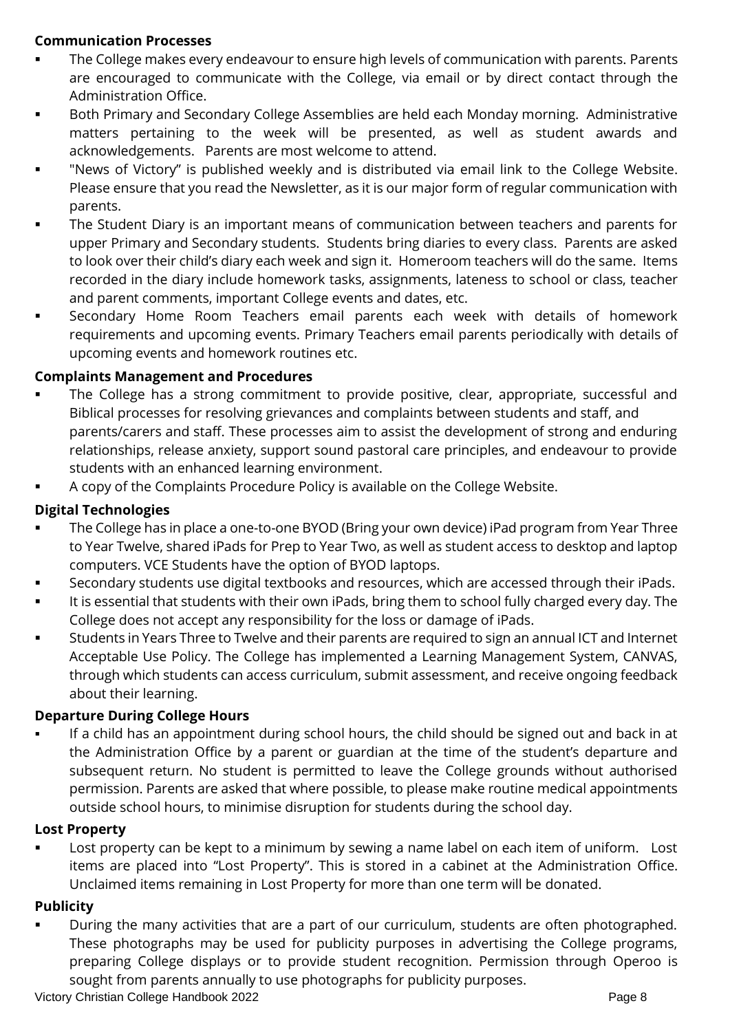**Communication Processes**

- The College makes every endeavour to ensure high levels of communication with parents. Parents are encouraged to communicate with the College, via email or by direct contact through the Administration Office.
- Both Primary and Secondary College Assemblies are held each Monday morning. Administrative matters pertaining to the week will be presented, as well as student awards and acknowledgements. Parents are most welcome to attend.
- "News of Victory" is published weekly and is distributed via email link to the College Website. Please ensure that you read the Newsletter, as it is our major form of regular communication with parents.
- The Student Diary is an important means of communication between teachers and parents for upper Primary and Secondary students. Students bring diaries to every class. Parents are asked to look over their child's diary each week and sign it. Homeroom teachers will do the same. Items recorded in the diary include homework tasks, assignments, lateness to school or class, teacher and parent comments, important College events and dates, etc.
- Secondary Home Room Teachers email parents each week with details of homework requirements and upcoming events. Primary Teachers email parents periodically with details of upcoming events and homework routines etc.

**Complaints Management and Procedures**

- The College has a strong commitment to provide positive, clear, appropriate, successful and Biblical processes for resolving grievances and complaints between students and staff, and parents/carers and staff. These processes aim to assist the development of strong and enduring relationships, release anxiety, support sound pastoral care principles, and endeavour to provide students with an enhanced learning environment.
- A copy of the Complaints Procedure Policy is available on the College Website.

**Digital Technologies**

- The College has in place a one-to-one BYOD (Bring your own device) iPad program from Year Three to Year Twelve, shared iPads for Prep to Year Two, as well as student access to desktop and laptop computers. VCE Students have the option of BYOD laptops.
- Secondary students use digital textbooks and resources, which are accessed through their iPads.
- It is essential that students with their own iPads, bring them to school fully charged every day. The College does not accept any responsibility for the loss or damage of iPads.
- Students in Years Three to Twelve and their parents are required to sign an annual ICT and Internet Acceptable Use Policy. The College has implemented a Learning Management System, CANVAS, through which students can access curriculum, submit assessment, and receive ongoing feedback about their learning.

**Departure During College Hours**

- If a child has an appointment during school hours, the child should be signed out and back in at the Administration Office by a parent or guardian at the time of the student's departure and subsequent return. No student is permitted to leave the College grounds without authorised permission. Parents are asked that where possible, to please make routine medical appointments outside school hours, to minimise disruption for students during the school day.

**Lost Property**

- Lost property can be kept to a minimum by sewing a name label on each item of uniform. Lost items are placed into "Lost Property". This is stored in a cabinet at the Administration Office. Unclaimed items remaining in Lost Property for more than one term will be donated.

**Publicity**

- During the many activities that are a part of our curriculum, students are often photographed. These photographs may be used for publicity purposes in advertising the College programs, preparing College displays or to provide student recognition. Permission through Operoo is sought from parents annually to use photographs for publicity purposes.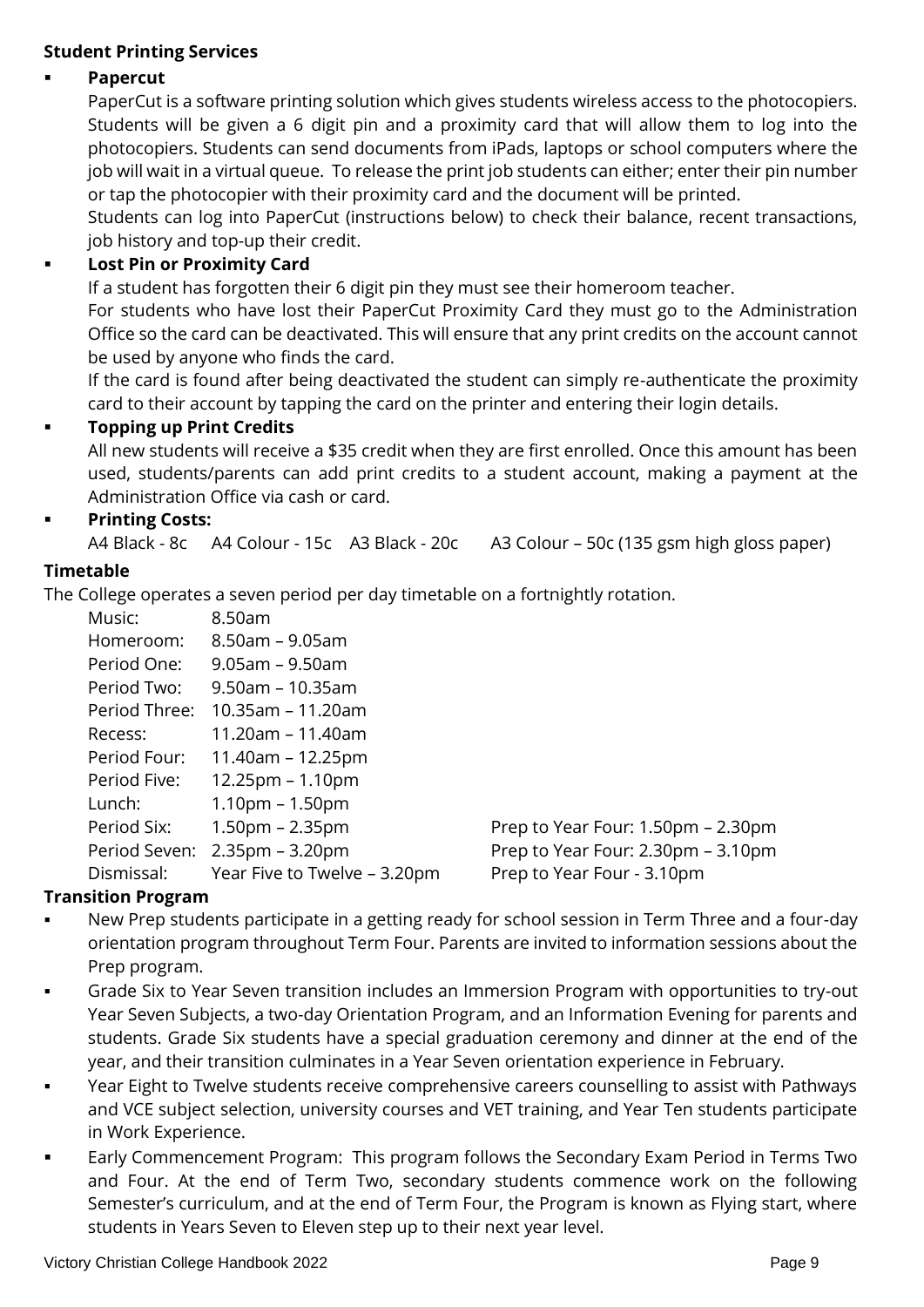## Student Printing Services

- **Papercut**
  PaperCut is a software printing solution which gives students wireless access to the photocopiers. Students will be given a 6 digit pin and a proximity card that will allow them to log into the photocopiers. Students can send documents from iPads, laptops or school computers where the job will wait in a virtual queue. To release the print job students can either; enter their pin number or tap the photocopier with their proximity card and the document will be printed.
  Students can log into PaperCut (instructions below) to check their balance, recent transactions, job history and top-up their credit.
- **Lost Pin or Proximity Card**
  If a student has forgotten their 6 digit pin they must see their homeroom teacher.
  For students who have lost their PaperCut Proximity Card they must go to the Administration Office so the card can be deactivated. This will ensure that any print credits on the account cannot be used by anyone who finds the card.
  If the card is found after being deactivated the student can simply re-authenticate the proximity card to their account by tapping the card on the printer and entering their login details.
- **Topping up Print Credits**
  All new students will receive a $35 credit when they are first enrolled. Once this amount has been used, students/parents can add print credits to a student account, making a payment at the Administration Office via cash or card.
- **Printing Costs:**
  A4 Black - 8c A4 Colour - 15c A3 Black - 20c A3 Colour – 50c (135 gsm high gloss paper)

## Timetable

The College operates a seven period per day timetable on a fortnightly rotation.

| | | |
|---|---|---|
| Music: | 8.50am | |
| Homeroom: | 8.50am – 9.05am | |
| Period One: | 9.05am – 9.50am | |
| Period Two: | 9.50am – 10.35am | |
| Period Three: | 10.35am – 11.20am | |
| Recess: | 11.20am – 11.40am | |
| Period Four: | 11.40am – 12.25pm | |
| Period Five: | 12.25pm – 1.10pm | |
| Lunch: | 1.10pm – 1.50pm | |
| Period Six: | 1.50pm – 2.35pm | Prep to Year Four: 1.50pm – 2.30pm |
| Period Seven: | 2.35pm – 3.20pm | Prep to Year Four: 2.30pm – 3.10pm |
| Dismissal: | Year Five to Twelve – 3.20pm | Prep to Year Four - 3.10pm |

## Transition Program

- New Prep students participate in a getting ready for school session in Term Three and a four-day orientation program throughout Term Four. Parents are invited to information sessions about the Prep program.
- Grade Six to Year Seven transition includes an Immersion Program with opportunities to try-out Year Seven Subjects, a two-day Orientation Program, and an Information Evening for parents and students. Grade Six students have a special graduation ceremony and dinner at the end of the year, and their transition culminates in a Year Seven orientation experience in February.
- Year Eight to Twelve students receive comprehensive careers counselling to assist with Pathways and VCE subject selection, university courses and VET training, and Year Ten students participate in Work Experience.
- Early Commencement Program: This program follows the Secondary Exam Period in Terms Two and Four. At the end of Term Two, secondary students commence work on the following Semester's curriculum, and at the end of Term Four, the Program is known as Flying start, where students in Years Seven to Eleven step up to their next year level.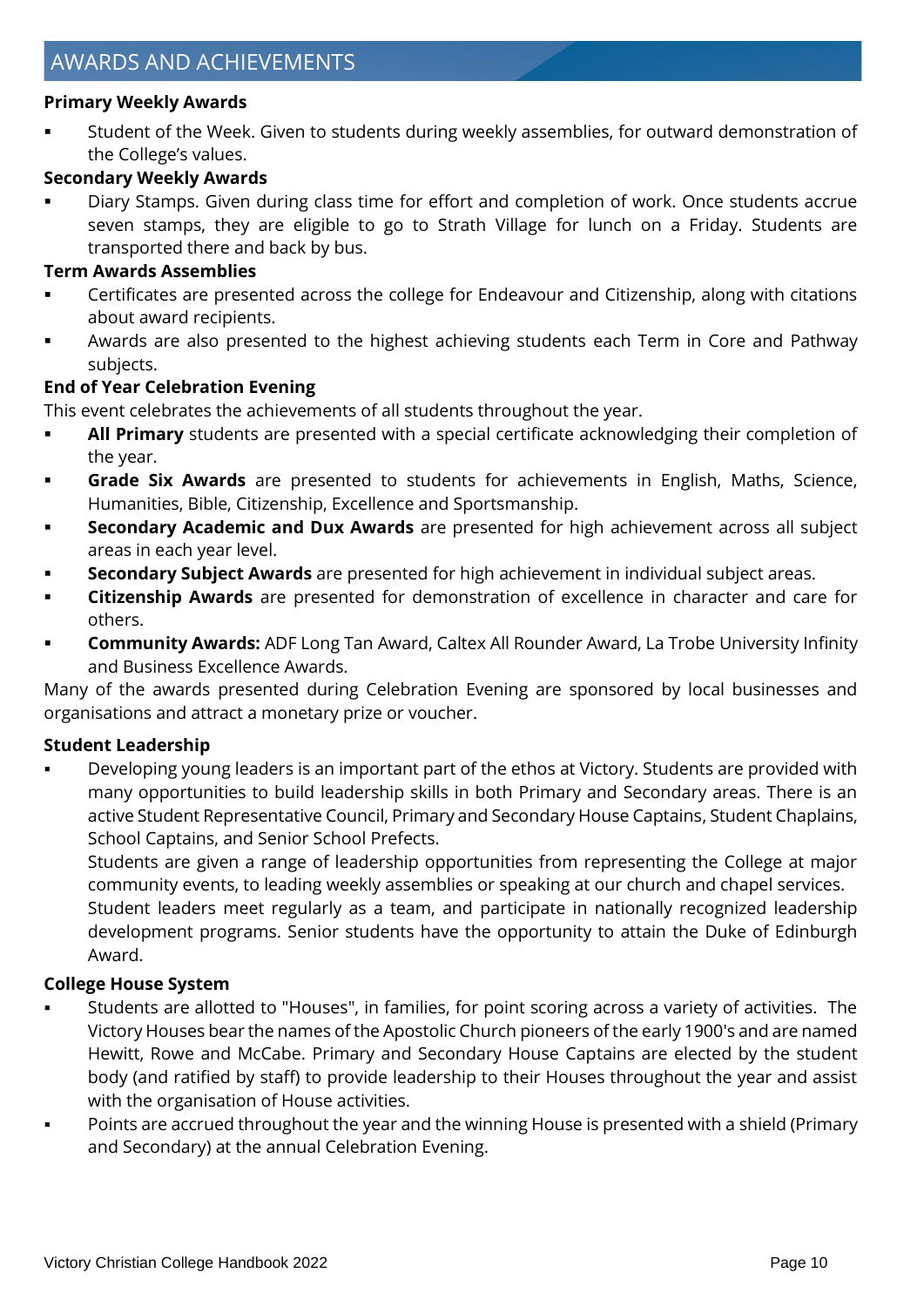## AWARDS AND ACHIEVEMENTS

**Primary Weekly Awards**

- Student of the Week. Given to students during weekly assemblies, for outward demonstration of the College's values.

**Secondary Weekly Awards**

- Diary Stamps. Given during class time for effort and completion of work. Once students accrue seven stamps, they are eligible to go to Strath Village for lunch on a Friday. Students are transported there and back by bus.

**Term Awards Assemblies**

- Certificates are presented across the college for Endeavour and Citizenship, along with citations about award recipients.
- Awards are also presented to the highest achieving students each Term in Core and Pathway subjects.

**End of Year Celebration Evening**

This event celebrates the achievements of all students throughout the year.

- **All Primary** students are presented with a special certificate acknowledging their completion of the year.
- **Grade Six Awards** are presented to students for achievements in English, Maths, Science, Humanities, Bible, Citizenship, Excellence and Sportsmanship.
- **Secondary Academic and Dux Awards** are presented for high achievement across all subject areas in each year level.
- **Secondary Subject Awards** are presented for high achievement in individual subject areas.
- **Citizenship Awards** are presented for demonstration of excellence in character and care for others.
- **Community Awards:** ADF Long Tan Award, Caltex All Rounder Award, La Trobe University Infinity and Business Excellence Awards.

Many of the awards presented during Celebration Evening are sponsored by local businesses and organisations and attract a monetary prize or voucher.

**Student Leadership**

- Developing young leaders is an important part of the ethos at Victory. Students are provided with many opportunities to build leadership skills in both Primary and Secondary areas. There is an active Student Representative Council, Primary and Secondary House Captains, Student Chaplains, School Captains, and Senior School Prefects.

  Students are given a range of leadership opportunities from representing the College at major community events, to leading weekly assemblies or speaking at our church and chapel services.

  Student leaders meet regularly as a team, and participate in nationally recognized leadership development programs. Senior students have the opportunity to attain the Duke of Edinburgh Award.

**College House System**

- Students are allotted to "Houses", in families, for point scoring across a variety of activities. The Victory Houses bear the names of the Apostolic Church pioneers of the early 1900's and are named Hewitt, Rowe and McCabe. Primary and Secondary House Captains are elected by the student body (and ratified by staff) to provide leadership to their Houses throughout the year and assist with the organisation of House activities.
- Points are accrued throughout the year and the winning House is presented with a shield (Primary and Secondary) at the annual Celebration Evening.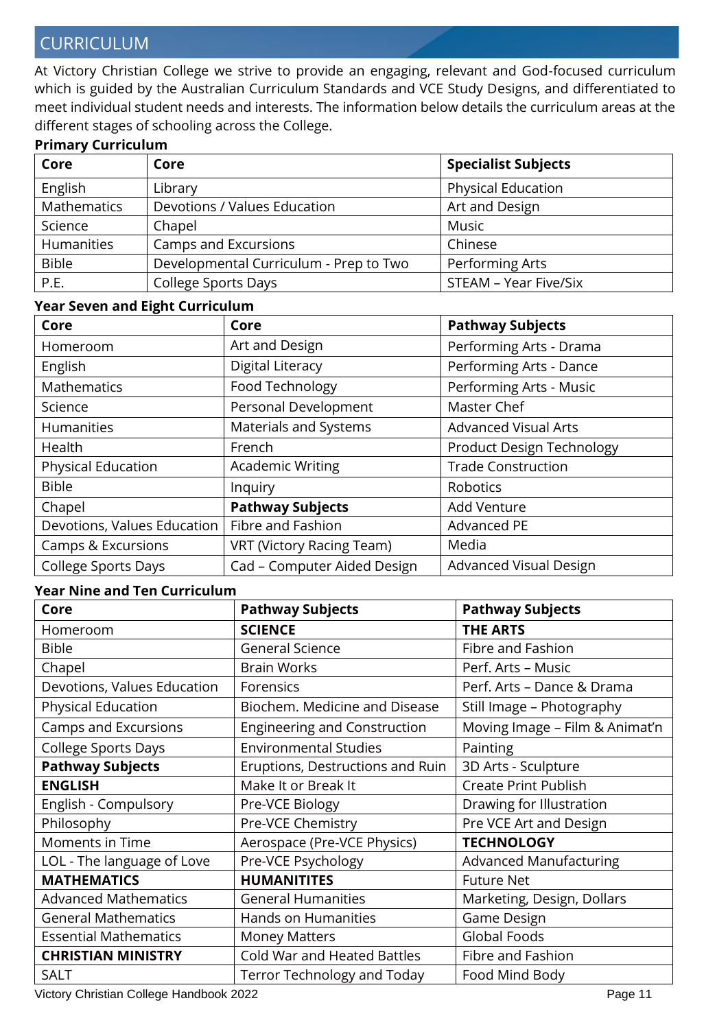# CURRICULUM

At Victory Christian College we strive to provide an engaging, relevant and God-focused curriculum which is guided by the Australian Curriculum Standards and VCE Study Designs, and differentiated to meet individual student needs and interests. The information below details the curriculum areas at the different stages of schooling across the College.

**Primary Curriculum**

| Core | Core | Specialist Subjects |
|---|---|---|
| English | Library | Physical Education |
| Mathematics | Devotions / Values Education | Art and Design |
| Science | Chapel | Music |
| Humanities | Camps and Excursions | Chinese |
| Bible | Developmental Curriculum - Prep to Two | Performing Arts |
| P.E. | College Sports Days | STEAM – Year Five/Six |

**Year Seven and Eight Curriculum**

| Core | Core | Pathway Subjects |
|---|---|---|
| Homeroom | Art and Design | Performing Arts - Drama |
| English | Digital Literacy | Performing Arts - Dance |
| Mathematics | Food Technology | Performing Arts - Music |
| Science | Personal Development | Master Chef |
| Humanities | Materials and Systems | Advanced Visual Arts |
| Health | French | Product Design Technology |
| Physical Education | Academic Writing | Trade Construction |
| Bible | Inquiry | Robotics |
| Chapel | **Pathway Subjects** | Add Venture |
| Devotions, Values Education | Fibre and Fashion | Advanced PE |
| Camps & Excursions | VRT (Victory Racing Team) | Media |
| College Sports Days | Cad – Computer Aided Design | Advanced Visual Design |

**Year Nine and Ten Curriculum**

| Core | Pathway Subjects | Pathway Subjects |
|---|---|---|
| Homeroom | **SCIENCE** | **THE ARTS** |
| Bible | General Science | Fibre and Fashion |
| Chapel | Brain Works | Perf. Arts – Music |
| Devotions, Values Education | Forensics | Perf. Arts – Dance & Drama |
| Physical Education | Biochem. Medicine and Disease | Still Image – Photography |
| Camps and Excursions | Engineering and Construction | Moving Image – Film & Animat'n |
| College Sports Days | Environmental Studies | Painting |
| **Pathway Subjects** | Eruptions, Destructions and Ruin | 3D Arts - Sculpture |
| **ENGLISH** | Make It or Break It | Create Print Publish |
| English - Compulsory | Pre-VCE Biology | Drawing for Illustration |
| Philosophy | Pre-VCE Chemistry | Pre VCE Art and Design |
| Moments in Time | Aerospace (Pre-VCE Physics) | **TECHNOLOGY** |
| LOL - The language of Love | Pre-VCE Psychology | Advanced Manufacturing |
| **MATHEMATICS** | **HUMANITITES** | Future Net |
| Advanced Mathematics | General Humanities | Marketing, Design, Dollars |
| General Mathematics | Hands on Humanities | Game Design |
| Essential Mathematics | Money Matters | Global Foods |
| **CHRISTIAN MINISTRY** | Cold War and Heated Battles | Fibre and Fashion |
| SALT | Terror Technology and Today | Food Mind Body |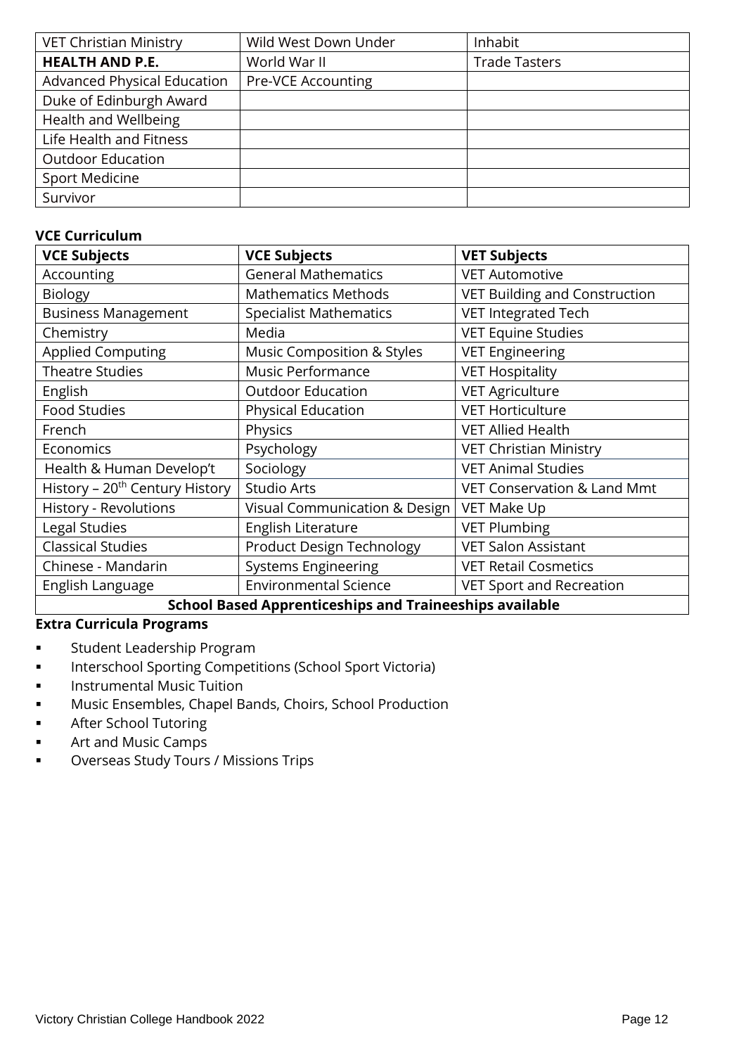| VET Christian Ministry | Wild West Down Under | Inhabit |
|---|---|---|
| **HEALTH AND P.E.** | World War II | Trade Tasters |
| Advanced Physical Education | Pre-VCE Accounting | |
| Duke of Edinburgh Award | | |
| Health and Wellbeing | | |
| Life Health and Fitness | | |
| Outdoor Education | | |
| Sport Medicine | | |
| Survivor | | |

**VCE Curriculum**

| VCE Subjects | VCE Subjects | VET Subjects |
|---|---|---|
| Accounting | General Mathematics | VET Automotive |
| Biology | Mathematics Methods | VET Building and Construction |
| Business Management | Specialist Mathematics | VET Integrated Tech |
| Chemistry | Media | VET Equine Studies |
| Applied Computing | Music Composition & Styles | VET Engineering |
| Theatre Studies | Music Performance | VET Hospitality |
| English | Outdoor Education | VET Agriculture |
| Food Studies | Physical Education | VET Horticulture |
| French | Physics | VET Allied Health |
| Economics | Psychology | VET Christian Ministry |
| Health & Human Develop't | Sociology | VET Animal Studies |
| History – 20th Century History | Studio Arts | VET Conservation & Land Mmt |
| History - Revolutions | Visual Communication & Design | VET Make Up |
| Legal Studies | English Literature | VET Plumbing |
| Classical Studies | Product Design Technology | VET Salon Assistant |
| Chinese - Mandarin | Systems Engineering | VET Retail Cosmetics |
| English Language | Environmental Science | VET Sport and Recreation |
| **School Based Apprenticeships and Traineeships available** | | |

**Extra Curricula Programs**

- Student Leadership Program
- Interschool Sporting Competitions (School Sport Victoria)
- Instrumental Music Tuition
- Music Ensembles, Chapel Bands, Choirs, School Production
- After School Tutoring
- Art and Music Camps
- Overseas Study Tours / Missions Trips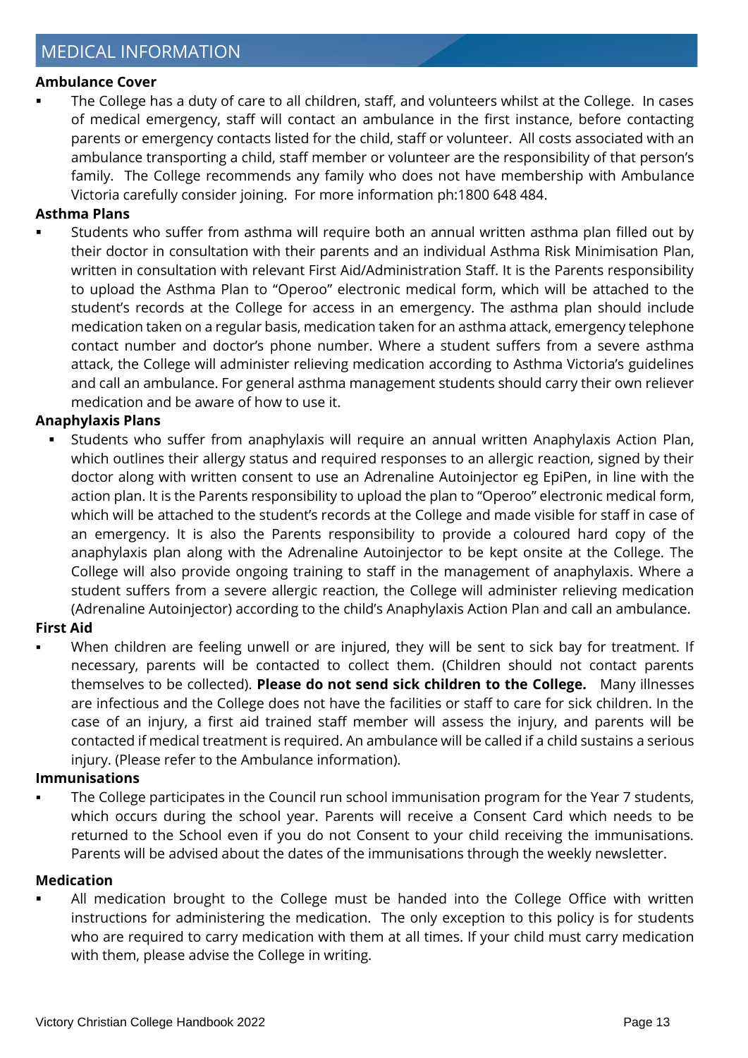## MEDICAL INFORMATION

**Ambulance Cover**

- The College has a duty of care to all children, staff, and volunteers whilst at the College. In cases of medical emergency, staff will contact an ambulance in the first instance, before contacting parents or emergency contacts listed for the child, staff or volunteer. All costs associated with an ambulance transporting a child, staff member or volunteer are the responsibility of that person's family. The College recommends any family who does not have membership with Ambulance Victoria carefully consider joining. For more information ph:1800 648 484.

**Asthma Plans**

- Students who suffer from asthma will require both an annual written asthma plan filled out by their doctor in consultation with their parents and an individual Asthma Risk Minimisation Plan, written in consultation with relevant First Aid/Administration Staff. It is the Parents responsibility to upload the Asthma Plan to "Operoo" electronic medical form, which will be attached to the student's records at the College for access in an emergency. The asthma plan should include medication taken on a regular basis, medication taken for an asthma attack, emergency telephone contact number and doctor's phone number. Where a student suffers from a severe asthma attack, the College will administer relieving medication according to Asthma Victoria's guidelines and call an ambulance. For general asthma management students should carry their own reliever medication and be aware of how to use it.

**Anaphylaxis Plans**

- Students who suffer from anaphylaxis will require an annual written Anaphylaxis Action Plan, which outlines their allergy status and required responses to an allergic reaction, signed by their doctor along with written consent to use an Adrenaline Autoinjector eg EpiPen, in line with the action plan. It is the Parents responsibility to upload the plan to "Operoo" electronic medical form, which will be attached to the student's records at the College and made visible for staff in case of an emergency. It is also the Parents responsibility to provide a coloured hard copy of the anaphylaxis plan along with the Adrenaline Autoinjector to be kept onsite at the College. The College will also provide ongoing training to staff in the management of anaphylaxis. Where a student suffers from a severe allergic reaction, the College will administer relieving medication (Adrenaline Autoinjector) according to the child's Anaphylaxis Action Plan and call an ambulance.

**First Aid**

- When children are feeling unwell or are injured, they will be sent to sick bay for treatment. If necessary, parents will be contacted to collect them. (Children should not contact parents themselves to be collected). **Please do not send sick children to the College.** Many illnesses are infectious and the College does not have the facilities or staff to care for sick children. In the case of an injury, a first aid trained staff member will assess the injury, and parents will be contacted if medical treatment is required. An ambulance will be called if a child sustains a serious injury. (Please refer to the Ambulance information).

**Immunisations**

- The College participates in the Council run school immunisation program for the Year 7 students, which occurs during the school year. Parents will receive a Consent Card which needs to be returned to the School even if you do not Consent to your child receiving the immunisations. Parents will be advised about the dates of the immunisations through the weekly newsletter.

**Medication**

- All medication brought to the College must be handed into the College Office with written instructions for administering the medication. The only exception to this policy is for students who are required to carry medication with them at all times. If your child must carry medication with them, please advise the College in writing.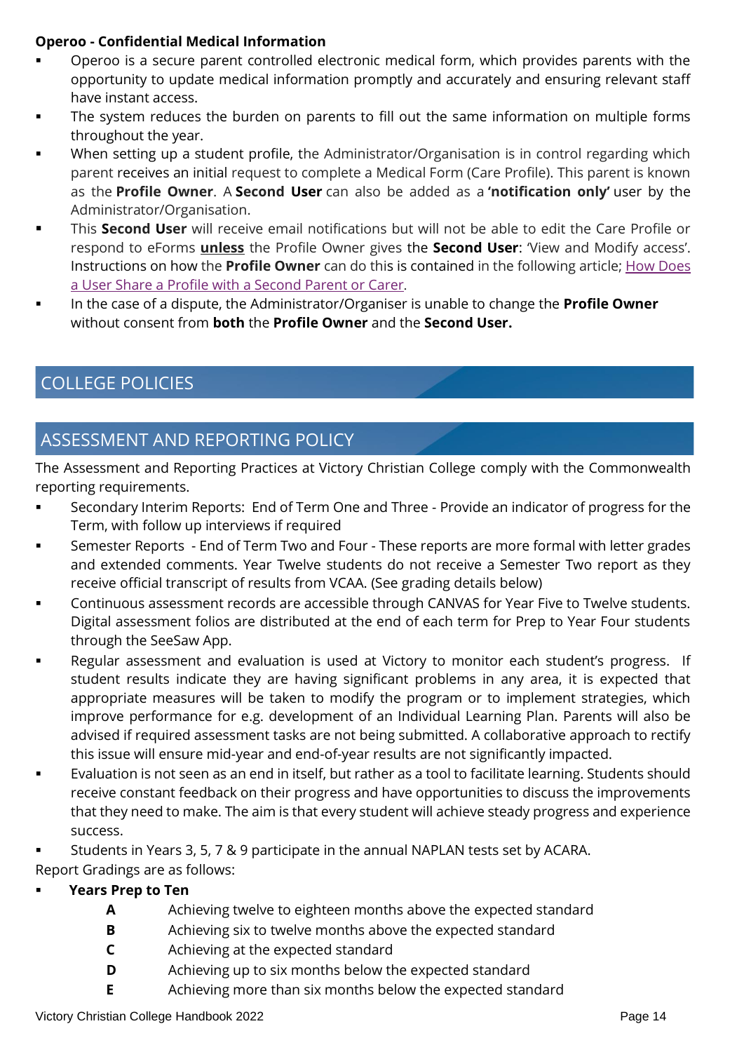**Operoo - Confidential Medical Information**

- Operoo is a secure parent controlled electronic medical form, which provides parents with the opportunity to update medical information promptly and accurately and ensuring relevant staff have instant access.
- The system reduces the burden on parents to fill out the same information on multiple forms throughout the year.
- When setting up a student profile, the Administrator/Organisation is in control regarding which parent receives an initial request to complete a Medical Form (Care Profile). This parent is known as the **Profile Owner**. A **Second User** can also be added as a **'notification only'** user by the Administrator/Organisation.
- This **Second User** will receive email notifications but will not be able to edit the Care Profile or respond to eForms **unless** the Profile Owner gives the **Second User**: 'View and Modify access'. Instructions on how the **Profile Owner** can do this is contained in the following article; How Does a User Share a Profile with a Second Parent or Carer.
- In the case of a dispute, the Administrator/Organiser is unable to change the **Profile Owner** without consent from **both** the **Profile Owner** and the **Second User.**

## COLLEGE POLICIES

## ASSESSMENT AND REPORTING POLICY

The Assessment and Reporting Practices at Victory Christian College comply with the Commonwealth reporting requirements.

- Secondary Interim Reports: End of Term One and Three - Provide an indicator of progress for the Term, with follow up interviews if required
- Semester Reports - End of Term Two and Four - These reports are more formal with letter grades and extended comments. Year Twelve students do not receive a Semester Two report as they receive official transcript of results from VCAA. (See grading details below)
- Continuous assessment records are accessible through CANVAS for Year Five to Twelve students. Digital assessment folios are distributed at the end of each term for Prep to Year Four students through the SeeSaw App.
- Regular assessment and evaluation is used at Victory to monitor each student's progress. If student results indicate they are having significant problems in any area, it is expected that appropriate measures will be taken to modify the program or to implement strategies, which improve performance for e.g. development of an Individual Learning Plan. Parents will also be advised if required assessment tasks are not being submitted. A collaborative approach to rectify this issue will ensure mid-year and end-of-year results are not significantly impacted.
- Evaluation is not seen as an end in itself, but rather as a tool to facilitate learning. Students should receive constant feedback on their progress and have opportunities to discuss the improvements that they need to make. The aim is that every student will achieve steady progress and experience success.
- Students in Years 3, 5, 7 & 9 participate in the annual NAPLAN tests set by ACARA.

Report Gradings are as follows:

- **Years Prep to Ten**
  - **A** Achieving twelve to eighteen months above the expected standard
  - **B** Achieving six to twelve months above the expected standard
  - **C** Achieving at the expected standard
  - **D** Achieving up to six months below the expected standard
  - **E** Achieving more than six months below the expected standard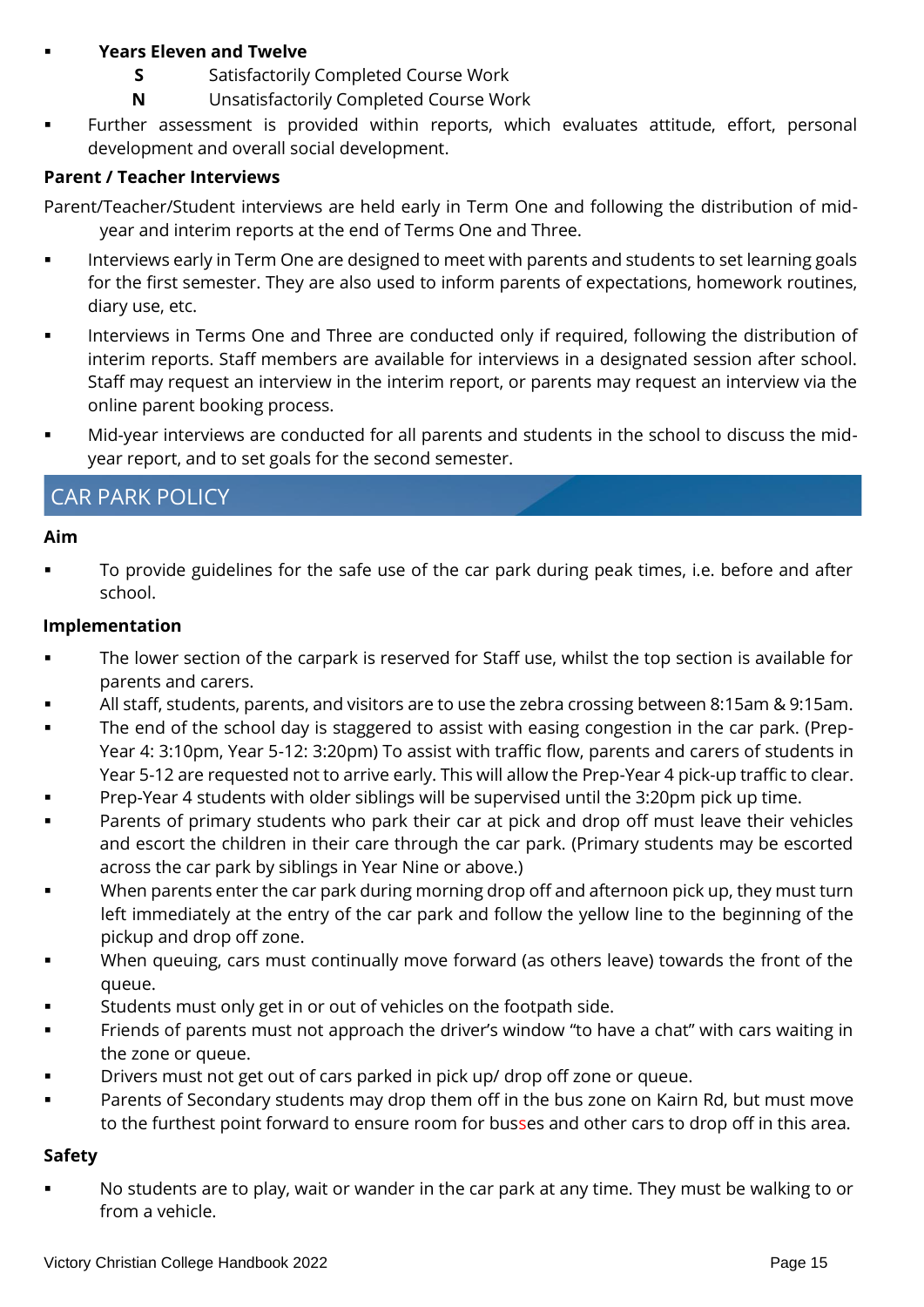- **Years Eleven and Twelve**
  - **S** Satisfactorily Completed Course Work
  - **N** Unsatisfactorily Completed Course Work
- Further assessment is provided within reports, which evaluates attitude, effort, personal development and overall social development.

**Parent / Teacher Interviews**

Parent/Teacher/Student interviews are held early in Term One and following the distribution of mid-year and interim reports at the end of Terms One and Three.

- Interviews early in Term One are designed to meet with parents and students to set learning goals for the first semester. They are also used to inform parents of expectations, homework routines, diary use, etc.
- Interviews in Terms One and Three are conducted only if required, following the distribution of interim reports. Staff members are available for interviews in a designated session after school. Staff may request an interview in the interim report, or parents may request an interview via the online parent booking process.
- Mid-year interviews are conducted for all parents and students in the school to discuss the mid-year report, and to set goals for the second semester.

## CAR PARK POLICY

**Aim**

- To provide guidelines for the safe use of the car park during peak times, i.e. before and after school.

**Implementation**

- The lower section of the carpark is reserved for Staff use, whilst the top section is available for parents and carers.
- All staff, students, parents, and visitors are to use the zebra crossing between 8:15am & 9:15am.
- The end of the school day is staggered to assist with easing congestion in the car park. (Prep-Year 4: 3:10pm, Year 5-12: 3:20pm) To assist with traffic flow, parents and carers of students in Year 5-12 are requested not to arrive early. This will allow the Prep-Year 4 pick-up traffic to clear.
- Prep-Year 4 students with older siblings will be supervised until the 3:20pm pick up time.
- Parents of primary students who park their car at pick and drop off must leave their vehicles and escort the children in their care through the car park. (Primary students may be escorted across the car park by siblings in Year Nine or above.)
- When parents enter the car park during morning drop off and afternoon pick up, they must turn left immediately at the entry of the car park and follow the yellow line to the beginning of the pickup and drop off zone.
- When queuing, cars must continually move forward (as others leave) towards the front of the queue.
- Students must only get in or out of vehicles on the footpath side.
- Friends of parents must not approach the driver's window "to have a chat" with cars waiting in the zone or queue.
- Drivers must not get out of cars parked in pick up/ drop off zone or queue.
- Parents of Secondary students may drop them off in the bus zone on Kairn Rd, but must move to the furthest point forward to ensure room for busses and other cars to drop off in this area.

**Safety**

- No students are to play, wait or wander in the car park at any time. They must be walking to or from a vehicle.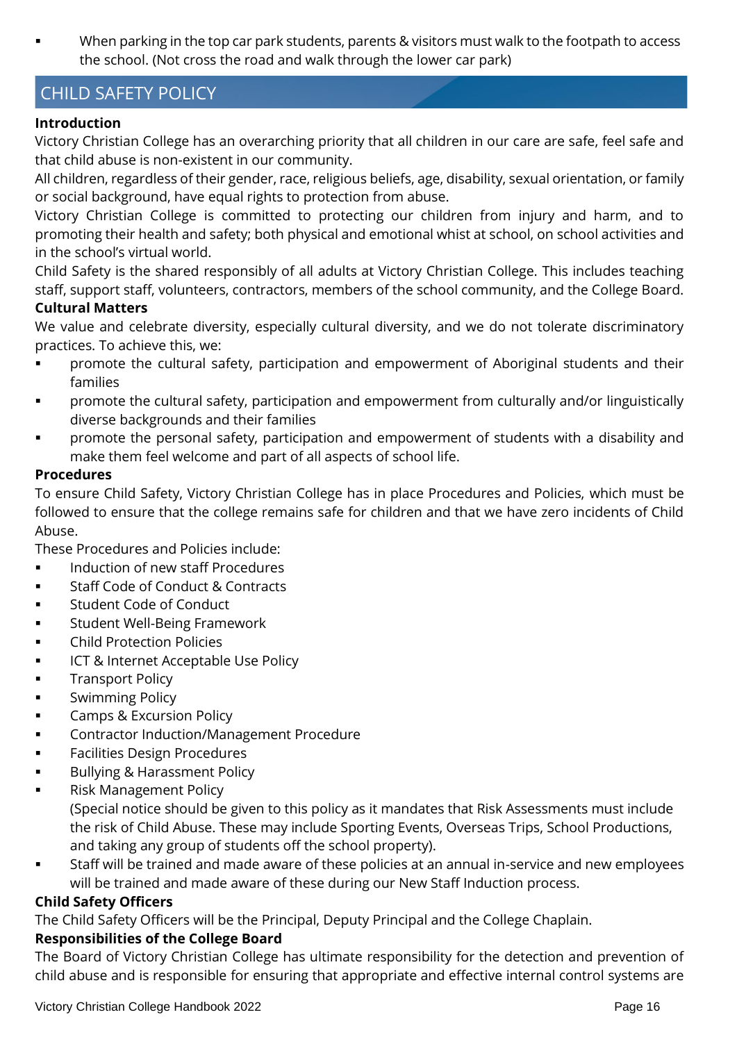- When parking in the top car park students, parents & visitors must walk to the footpath to access the school. (Not cross the road and walk through the lower car park)

## CHILD SAFETY POLICY

**Introduction**

Victory Christian College has an overarching priority that all children in our care are safe, feel safe and that child abuse is non-existent in our community.

All children, regardless of their gender, race, religious beliefs, age, disability, sexual orientation, or family or social background, have equal rights to protection from abuse.

Victory Christian College is committed to protecting our children from injury and harm, and to promoting their health and safety; both physical and emotional whist at school, on school activities and in the school's virtual world.

Child Safety is the shared responsibly of all adults at Victory Christian College. This includes teaching staff, support staff, volunteers, contractors, members of the school community, and the College Board.

**Cultural Matters**

We value and celebrate diversity, especially cultural diversity, and we do not tolerate discriminatory practices. To achieve this, we:

- promote the cultural safety, participation and empowerment of Aboriginal students and their families
- promote the cultural safety, participation and empowerment from culturally and/or linguistically diverse backgrounds and their families
- promote the personal safety, participation and empowerment of students with a disability and make them feel welcome and part of all aspects of school life.

**Procedures**

To ensure Child Safety, Victory Christian College has in place Procedures and Policies, which must be followed to ensure that the college remains safe for children and that we have zero incidents of Child Abuse.

These Procedures and Policies include:

- Induction of new staff Procedures
- Staff Code of Conduct & Contracts
- Student Code of Conduct
- Student Well-Being Framework
- Child Protection Policies
- ICT & Internet Acceptable Use Policy
- Transport Policy
- Swimming Policy
- Camps & Excursion Policy
- Contractor Induction/Management Procedure
- Facilities Design Procedures
- Bullying & Harassment Policy
- Risk Management Policy
  (Special notice should be given to this policy as it mandates that Risk Assessments must include the risk of Child Abuse. These may include Sporting Events, Overseas Trips, School Productions, and taking any group of students off the school property).
- Staff will be trained and made aware of these policies at an annual in-service and new employees will be trained and made aware of these during our New Staff Induction process.

**Child Safety Officers**

The Child Safety Officers will be the Principal, Deputy Principal and the College Chaplain.

**Responsibilities of the College Board**

The Board of Victory Christian College has ultimate responsibility for the detection and prevention of child abuse and is responsible for ensuring that appropriate and effective internal control systems are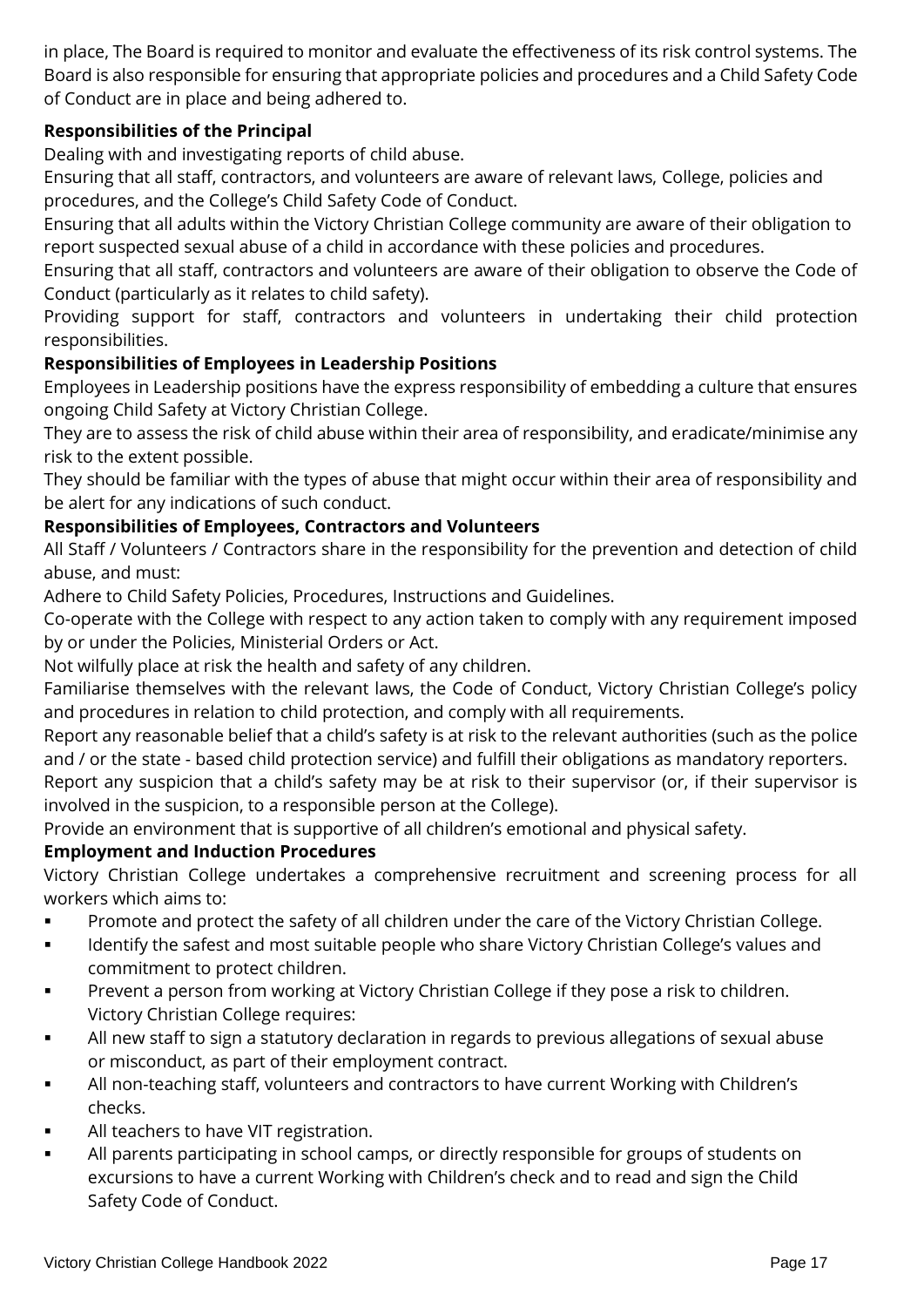in place, The Board is required to monitor and evaluate the effectiveness of its risk control systems. The Board is also responsible for ensuring that appropriate policies and procedures and a Child Safety Code of Conduct are in place and being adhered to.

**Responsibilities of the Principal**

Dealing with and investigating reports of child abuse.

Ensuring that all staff, contractors, and volunteers are aware of relevant laws, College, policies and procedures, and the College's Child Safety Code of Conduct.

Ensuring that all adults within the Victory Christian College community are aware of their obligation to report suspected sexual abuse of a child in accordance with these policies and procedures.

Ensuring that all staff, contractors and volunteers are aware of their obligation to observe the Code of Conduct (particularly as it relates to child safety).

Providing support for staff, contractors and volunteers in undertaking their child protection responsibilities.

**Responsibilities of Employees in Leadership Positions**

Employees in Leadership positions have the express responsibility of embedding a culture that ensures ongoing Child Safety at Victory Christian College.

They are to assess the risk of child abuse within their area of responsibility, and eradicate/minimise any risk to the extent possible.

They should be familiar with the types of abuse that might occur within their area of responsibility and be alert for any indications of such conduct.

**Responsibilities of Employees, Contractors and Volunteers**

All Staff / Volunteers / Contractors share in the responsibility for the prevention and detection of child abuse, and must:

Adhere to Child Safety Policies, Procedures, Instructions and Guidelines.

Co-operate with the College with respect to any action taken to comply with any requirement imposed by or under the Policies, Ministerial Orders or Act.

Not wilfully place at risk the health and safety of any children.

Familiarise themselves with the relevant laws, the Code of Conduct, Victory Christian College's policy and procedures in relation to child protection, and comply with all requirements.

Report any reasonable belief that a child's safety is at risk to the relevant authorities (such as the police and / or the state - based child protection service) and fulfill their obligations as mandatory reporters.

Report any suspicion that a child's safety may be at risk to their supervisor (or, if their supervisor is involved in the suspicion, to a responsible person at the College).

Provide an environment that is supportive of all children's emotional and physical safety.

**Employment and Induction Procedures**

Victory Christian College undertakes a comprehensive recruitment and screening process for all workers which aims to:

- Promote and protect the safety of all children under the care of the Victory Christian College.
- Identify the safest and most suitable people who share Victory Christian College's values and commitment to protect children.
- Prevent a person from working at Victory Christian College if they pose a risk to children.

Victory Christian College requires:

- All new staff to sign a statutory declaration in regards to previous allegations of sexual abuse or misconduct, as part of their employment contract.
- All non-teaching staff, volunteers and contractors to have current Working with Children's checks.
- All teachers to have VIT registration.
- All parents participating in school camps, or directly responsible for groups of students on excursions to have a current Working with Children's check and to read and sign the Child Safety Code of Conduct.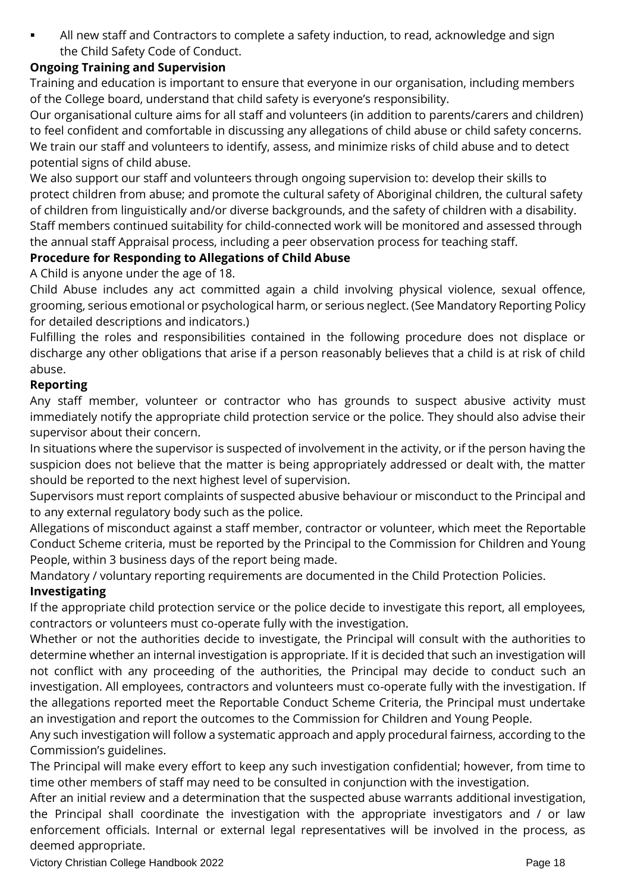- All new staff and Contractors to complete a safety induction, to read, acknowledge and sign the Child Safety Code of Conduct.

**Ongoing Training and Supervision**

Training and education is important to ensure that everyone in our organisation, including members of the College board, understand that child safety is everyone's responsibility.

Our organisational culture aims for all staff and volunteers (in addition to parents/carers and children) to feel confident and comfortable in discussing any allegations of child abuse or child safety concerns. We train our staff and volunteers to identify, assess, and minimize risks of child abuse and to detect potential signs of child abuse.

We also support our staff and volunteers through ongoing supervision to: develop their skills to protect children from abuse; and promote the cultural safety of Aboriginal children, the cultural safety of children from linguistically and/or diverse backgrounds, and the safety of children with a disability.

Staff members continued suitability for child-connected work will be monitored and assessed through the annual staff Appraisal process, including a peer observation process for teaching staff.

**Procedure for Responding to Allegations of Child Abuse**

A Child is anyone under the age of 18.

Child Abuse includes any act committed again a child involving physical violence, sexual offence, grooming, serious emotional or psychological harm, or serious neglect. (See Mandatory Reporting Policy for detailed descriptions and indicators.)

Fulfilling the roles and responsibilities contained in the following procedure does not displace or discharge any other obligations that arise if a person reasonably believes that a child is at risk of child abuse.

**Reporting**

Any staff member, volunteer or contractor who has grounds to suspect abusive activity must immediately notify the appropriate child protection service or the police. They should also advise their supervisor about their concern.

In situations where the supervisor is suspected of involvement in the activity, or if the person having the suspicion does not believe that the matter is being appropriately addressed or dealt with, the matter should be reported to the next highest level of supervision.

Supervisors must report complaints of suspected abusive behaviour or misconduct to the Principal and to any external regulatory body such as the police.

Allegations of misconduct against a staff member, contractor or volunteer, which meet the Reportable Conduct Scheme criteria, must be reported by the Principal to the Commission for Children and Young People, within 3 business days of the report being made.

Mandatory / voluntary reporting requirements are documented in the Child Protection Policies.

**Investigating**

If the appropriate child protection service or the police decide to investigate this report, all employees, contractors or volunteers must co-operate fully with the investigation.

Whether or not the authorities decide to investigate, the Principal will consult with the authorities to determine whether an internal investigation is appropriate. If it is decided that such an investigation will not conflict with any proceeding of the authorities, the Principal may decide to conduct such an investigation. All employees, contractors and volunteers must co-operate fully with the investigation. If the allegations reported meet the Reportable Conduct Scheme Criteria, the Principal must undertake an investigation and report the outcomes to the Commission for Children and Young People.

Any such investigation will follow a systematic approach and apply procedural fairness, according to the Commission's guidelines.

The Principal will make every effort to keep any such investigation confidential; however, from time to time other members of staff may need to be consulted in conjunction with the investigation.

After an initial review and a determination that the suspected abuse warrants additional investigation, the Principal shall coordinate the investigation with the appropriate investigators and / or law enforcement officials. Internal or external legal representatives will be involved in the process, as deemed appropriate.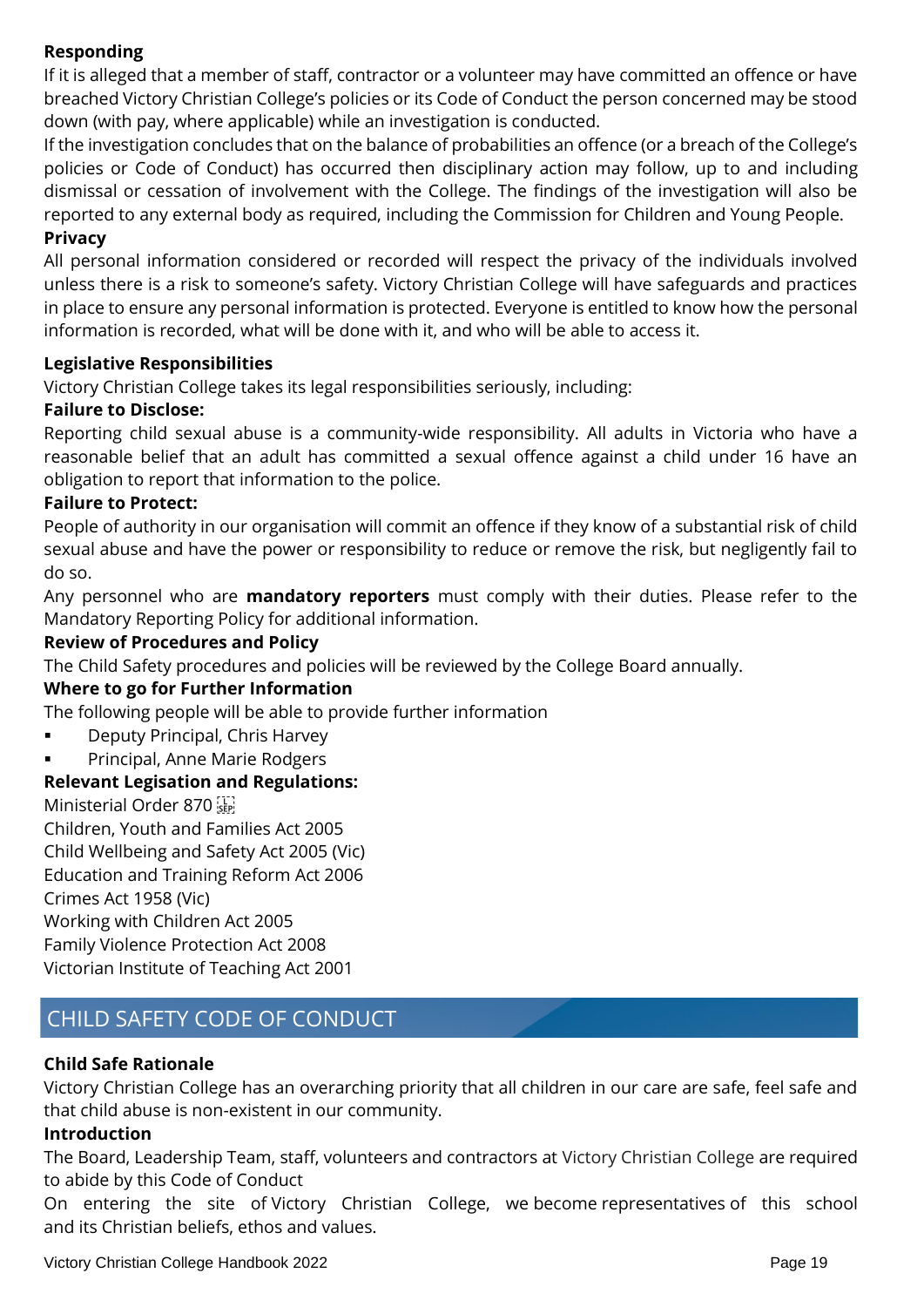**Responding**

If it is alleged that a member of staff, contractor or a volunteer may have committed an offence or have breached Victory Christian College's policies or its Code of Conduct the person concerned may be stood down (with pay, where applicable) while an investigation is conducted.

If the investigation concludes that on the balance of probabilities an offence (or a breach of the College's policies or Code of Conduct) has occurred then disciplinary action may follow, up to and including dismissal or cessation of involvement with the College. The findings of the investigation will also be reported to any external body as required, including the Commission for Children and Young People.

**Privacy**

All personal information considered or recorded will respect the privacy of the individuals involved unless there is a risk to someone's safety. Victory Christian College will have safeguards and practices in place to ensure any personal information is protected. Everyone is entitled to know how the personal information is recorded, what will be done with it, and who will be able to access it.

**Legislative Responsibilities**

Victory Christian College takes its legal responsibilities seriously, including:

**Failure to Disclose:**

Reporting child sexual abuse is a community-wide responsibility. All adults in Victoria who have a reasonable belief that an adult has committed a sexual offence against a child under 16 have an obligation to report that information to the police.

**Failure to Protect:**

People of authority in our organisation will commit an offence if they know of a substantial risk of child sexual abuse and have the power or responsibility to reduce or remove the risk, but negligently fail to do so.

Any personnel who are **mandatory reporters** must comply with their duties. Please refer to the Mandatory Reporting Policy for additional information.

**Review of Procedures and Policy**

The Child Safety procedures and policies will be reviewed by the College Board annually.

**Where to go for Further Information**

The following people will be able to provide further information

- Deputy Principal, Chris Harvey
- Principal, Anne Marie Rodgers

**Relevant Legisation and Regulations:**

Ministerial Order 870

Children, Youth and Families Act 2005

Child Wellbeing and Safety Act 2005 (Vic)

Education and Training Reform Act 2006

Crimes Act 1958 (Vic)

Working with Children Act 2005

Family Violence Protection Act 2008

Victorian Institute of Teaching Act 2001

## CHILD SAFETY CODE OF CONDUCT

**Child Safe Rationale**

Victory Christian College has an overarching priority that all children in our care are safe, feel safe and that child abuse is non-existent in our community.

**Introduction**

The Board, Leadership Team, staff, volunteers and contractors at Victory Christian College are required to abide by this Code of Conduct

On entering the site of Victory Christian College, we become representatives of this school and its Christian beliefs, ethos and values.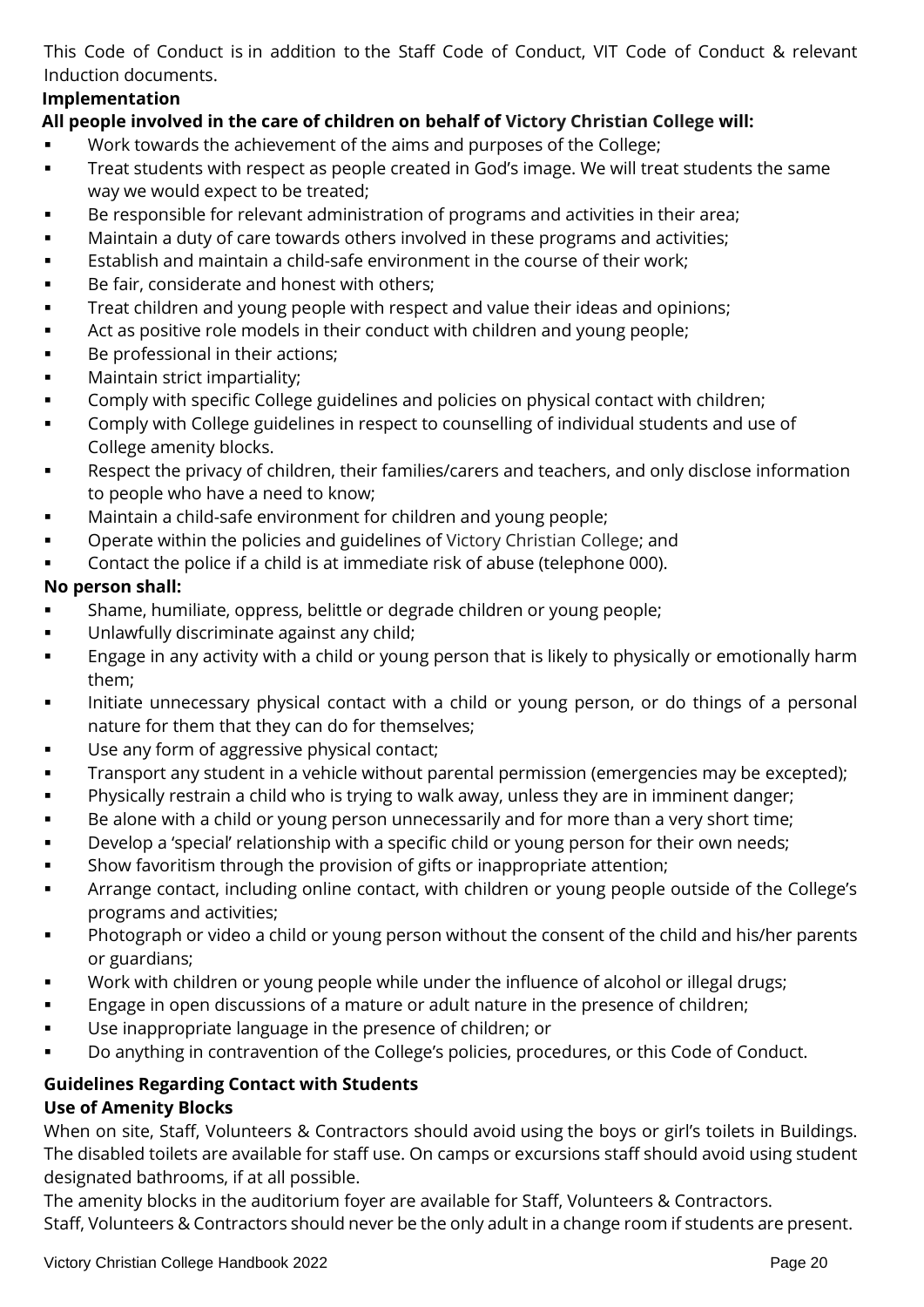This Code of Conduct is in addition to the Staff Code of Conduct, VIT Code of Conduct & relevant Induction documents.

**Implementation**

**All people involved in the care of children on behalf of Victory Christian College will:**

- Work towards the achievement of the aims and purposes of the College;
- Treat students with respect as people created in God's image. We will treat students the same way we would expect to be treated;
- Be responsible for relevant administration of programs and activities in their area;
- Maintain a duty of care towards others involved in these programs and activities;
- Establish and maintain a child-safe environment in the course of their work;
- Be fair, considerate and honest with others;
- Treat children and young people with respect and value their ideas and opinions;
- Act as positive role models in their conduct with children and young people;
- Be professional in their actions;
- Maintain strict impartiality;
- Comply with specific College guidelines and policies on physical contact with children;
- Comply with College guidelines in respect to counselling of individual students and use of College amenity blocks.
- Respect the privacy of children, their families/carers and teachers, and only disclose information to people who have a need to know;
- Maintain a child-safe environment for children and young people;
- Operate within the policies and guidelines of Victory Christian College; and
- Contact the police if a child is at immediate risk of abuse (telephone 000).

**No person shall:**

- Shame, humiliate, oppress, belittle or degrade children or young people;
- Unlawfully discriminate against any child;
- Engage in any activity with a child or young person that is likely to physically or emotionally harm them;
- Initiate unnecessary physical contact with a child or young person, or do things of a personal nature for them that they can do for themselves;
- Use any form of aggressive physical contact;
- Transport any student in a vehicle without parental permission (emergencies may be excepted);
- Physically restrain a child who is trying to walk away, unless they are in imminent danger;
- Be alone with a child or young person unnecessarily and for more than a very short time;
- Develop a 'special' relationship with a specific child or young person for their own needs;
- Show favoritism through the provision of gifts or inappropriate attention;
- Arrange contact, including online contact, with children or young people outside of the College's programs and activities;
- Photograph or video a child or young person without the consent of the child and his/her parents or guardians;
- Work with children or young people while under the influence of alcohol or illegal drugs;
- Engage in open discussions of a mature or adult nature in the presence of children;
- Use inappropriate language in the presence of children; or
- Do anything in contravention of the College's policies, procedures, or this Code of Conduct.

**Guidelines Regarding Contact with Students**

**Use of Amenity Blocks**

When on site, Staff, Volunteers & Contractors should avoid using the boys or girl's toilets in Buildings. The disabled toilets are available for staff use. On camps or excursions staff should avoid using student designated bathrooms, if at all possible.

The amenity blocks in the auditorium foyer are available for Staff, Volunteers & Contractors.

Staff, Volunteers & Contractors should never be the only adult in a change room if students are present.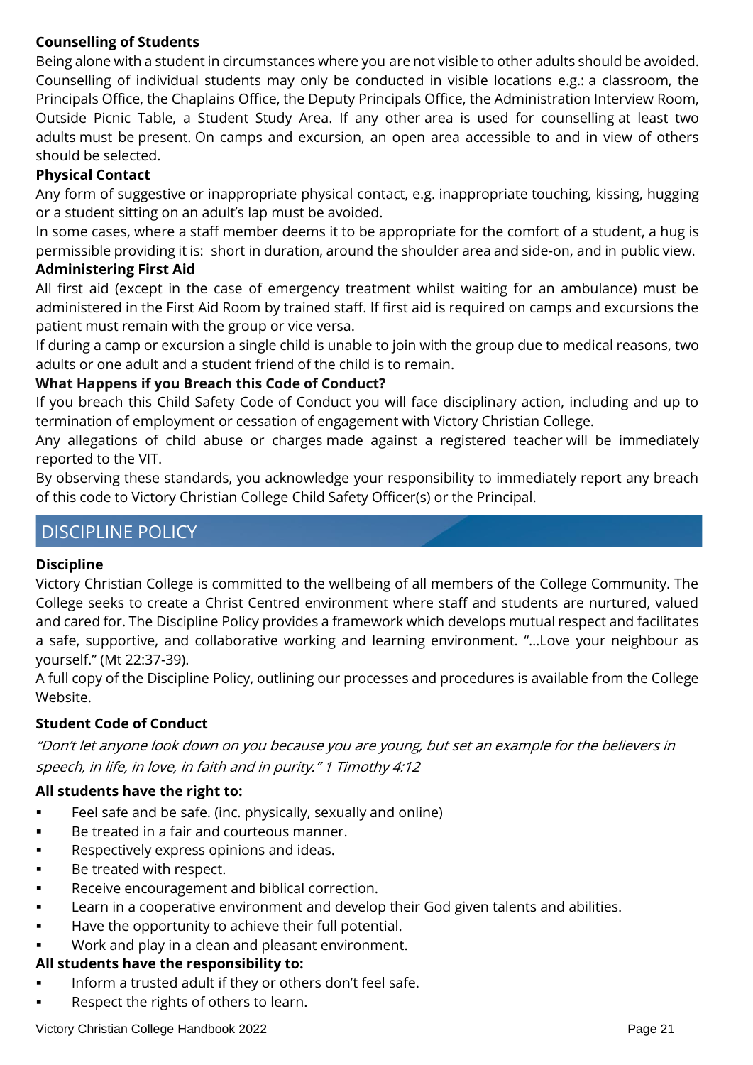**Counselling of Students**

Being alone with a student in circumstances where you are not visible to other adults should be avoided. Counselling of individual students may only be conducted in visible locations e.g.: a classroom, the Principals Office, the Chaplains Office, the Deputy Principals Office, the Administration Interview Room, Outside Picnic Table, a Student Study Area. If any other area is used for counselling at least two adults must be present. On camps and excursion, an open area accessible to and in view of others should be selected.

**Physical Contact**

Any form of suggestive or inappropriate physical contact, e.g. inappropriate touching, kissing, hugging or a student sitting on an adult's lap must be avoided.

In some cases, where a staff member deems it to be appropriate for the comfort of a student, a hug is permissible providing it is: short in duration, around the shoulder area and side-on, and in public view.

**Administering First Aid**

All first aid (except in the case of emergency treatment whilst waiting for an ambulance) must be administered in the First Aid Room by trained staff. If first aid is required on camps and excursions the patient must remain with the group or vice versa.

If during a camp or excursion a single child is unable to join with the group due to medical reasons, two adults or one adult and a student friend of the child is to remain.

**What Happens if you Breach this Code of Conduct?**

If you breach this Child Safety Code of Conduct you will face disciplinary action, including and up to termination of employment or cessation of engagement with Victory Christian College.

Any allegations of child abuse or charges made against a registered teacher will be immediately reported to the VIT.

By observing these standards, you acknowledge your responsibility to immediately report any breach of this code to Victory Christian College Child Safety Officer(s) or the Principal.

## DISCIPLINE POLICY

**Discipline**

Victory Christian College is committed to the wellbeing of all members of the College Community. The College seeks to create a Christ Centred environment where staff and students are nurtured, valued and cared for. The Discipline Policy provides a framework which develops mutual respect and facilitates a safe, supportive, and collaborative working and learning environment. "…Love your neighbour as yourself." (Mt 22:37-39).

A full copy of the Discipline Policy, outlining our processes and procedures is available from the College Website.

**Student Code of Conduct**

*"Don't let anyone look down on you because you are young, but set an example for the believers in speech, in life, in love, in faith and in purity." 1 Timothy 4:12*

**All students have the right to:**

- Feel safe and be safe. (inc. physically, sexually and online)
- Be treated in a fair and courteous manner.
- Respectively express opinions and ideas.
- Be treated with respect.
- Receive encouragement and biblical correction.
- Learn in a cooperative environment and develop their God given talents and abilities.
- Have the opportunity to achieve their full potential.
- Work and play in a clean and pleasant environment.

**All students have the responsibility to:**

- Inform a trusted adult if they or others don't feel safe.
- Respect the rights of others to learn.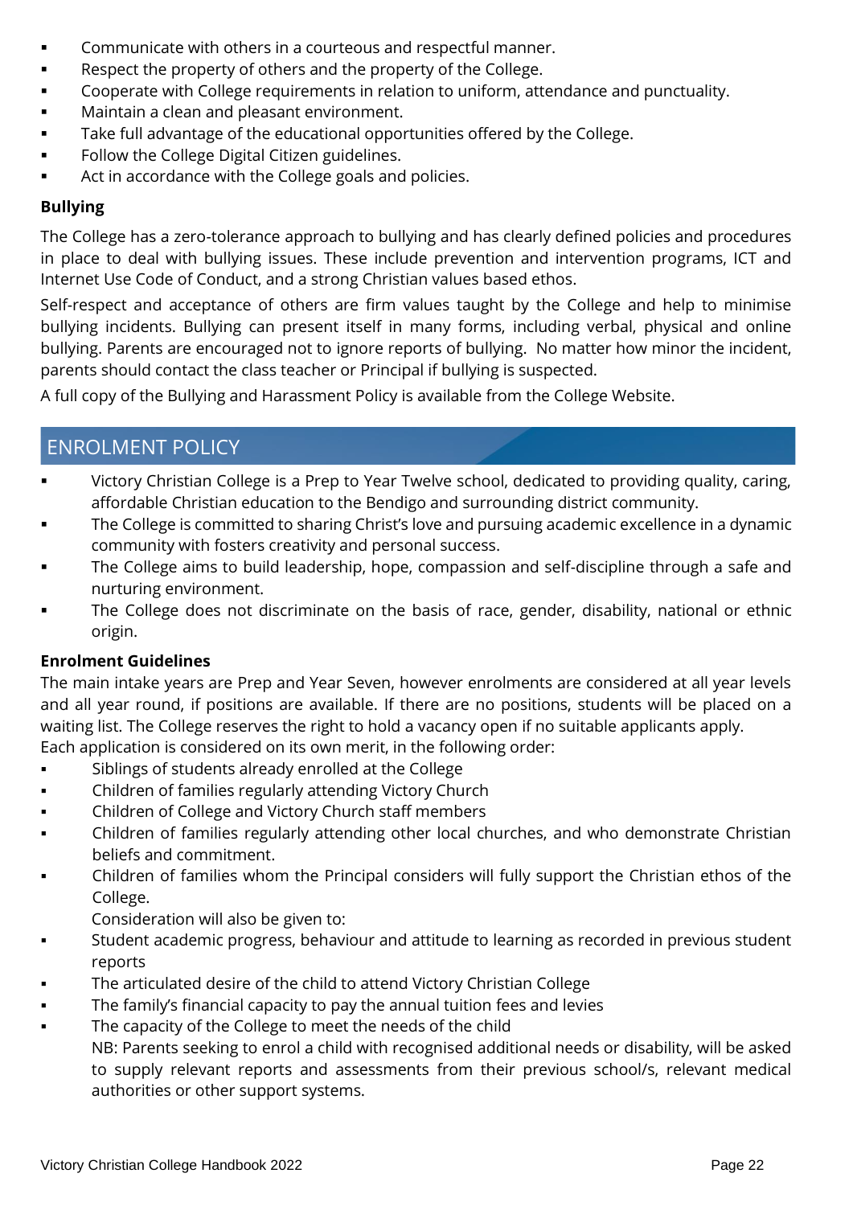- Communicate with others in a courteous and respectful manner.
- Respect the property of others and the property of the College.
- Cooperate with College requirements in relation to uniform, attendance and punctuality.
- Maintain a clean and pleasant environment.
- Take full advantage of the educational opportunities offered by the College.
- Follow the College Digital Citizen guidelines.
- Act in accordance with the College goals and policies.

**Bullying**

The College has a zero-tolerance approach to bullying and has clearly defined policies and procedures in place to deal with bullying issues. These include prevention and intervention programs, ICT and Internet Use Code of Conduct, and a strong Christian values based ethos.

Self-respect and acceptance of others are firm values taught by the College and help to minimise bullying incidents. Bullying can present itself in many forms, including verbal, physical and online bullying. Parents are encouraged not to ignore reports of bullying. No matter how minor the incident, parents should contact the class teacher or Principal if bullying is suspected.

A full copy of the Bullying and Harassment Policy is available from the College Website.

## ENROLMENT POLICY

- Victory Christian College is a Prep to Year Twelve school, dedicated to providing quality, caring, affordable Christian education to the Bendigo and surrounding district community.
- The College is committed to sharing Christ's love and pursuing academic excellence in a dynamic community with fosters creativity and personal success.
- The College aims to build leadership, hope, compassion and self-discipline through a safe and nurturing environment.
- The College does not discriminate on the basis of race, gender, disability, national or ethnic origin.

**Enrolment Guidelines**

The main intake years are Prep and Year Seven, however enrolments are considered at all year levels and all year round, if positions are available. If there are no positions, students will be placed on a waiting list. The College reserves the right to hold a vacancy open if no suitable applicants apply.
Each application is considered on its own merit, in the following order:

- Siblings of students already enrolled at the College
- Children of families regularly attending Victory Church
- Children of College and Victory Church staff members
- Children of families regularly attending other local churches, and who demonstrate Christian beliefs and commitment.
- Children of families whom the Principal considers will fully support the Christian ethos of the College.

  Consideration will also be given to:
- Student academic progress, behaviour and attitude to learning as recorded in previous student reports
- The articulated desire of the child to attend Victory Christian College
- The family's financial capacity to pay the annual tuition fees and levies
- The capacity of the College to meet the needs of the child

  NB: Parents seeking to enrol a child with recognised additional needs or disability, will be asked to supply relevant reports and assessments from their previous school/s, relevant medical authorities or other support systems.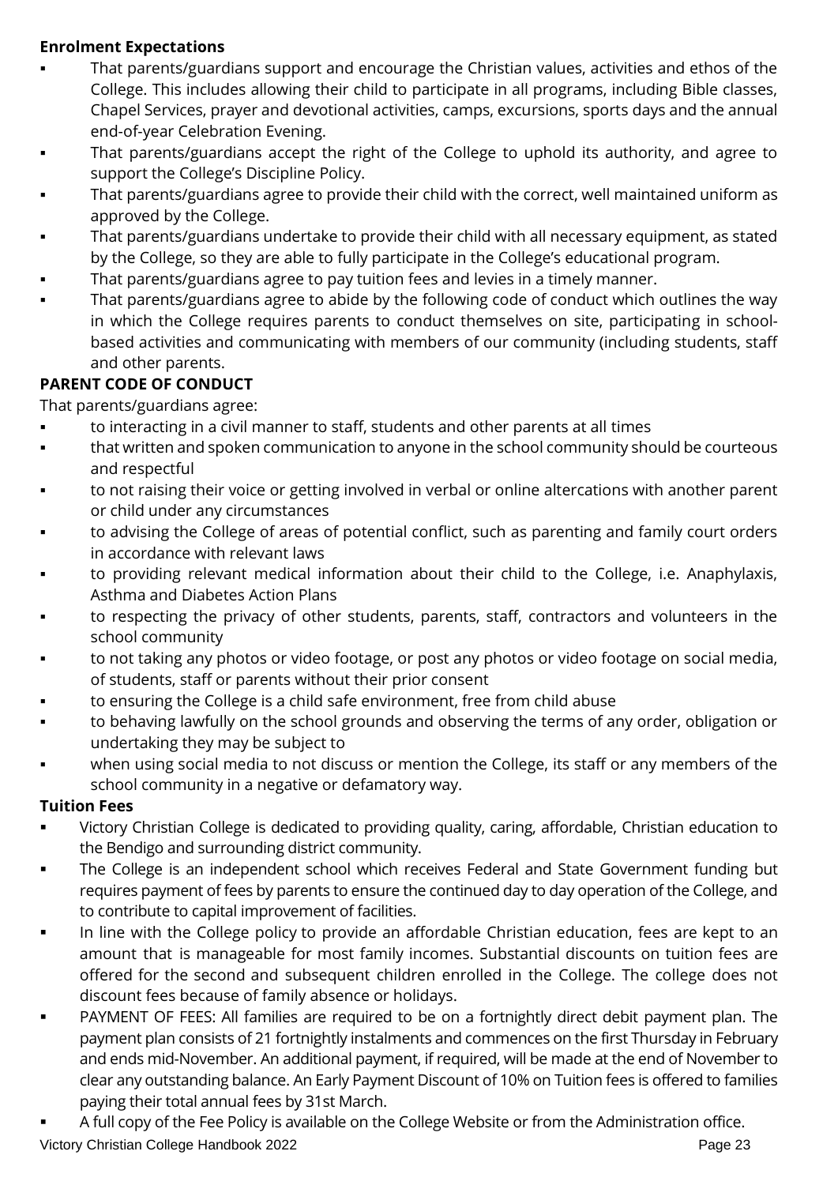**Enrolment Expectations**

- That parents/guardians support and encourage the Christian values, activities and ethos of the College. This includes allowing their child to participate in all programs, including Bible classes, Chapel Services, prayer and devotional activities, camps, excursions, sports days and the annual end-of-year Celebration Evening.
- That parents/guardians accept the right of the College to uphold its authority, and agree to support the College's Discipline Policy.
- That parents/guardians agree to provide their child with the correct, well maintained uniform as approved by the College.
- That parents/guardians undertake to provide their child with all necessary equipment, as stated by the College, so they are able to fully participate in the College's educational program.
- That parents/guardians agree to pay tuition fees and levies in a timely manner.
- That parents/guardians agree to abide by the following code of conduct which outlines the way in which the College requires parents to conduct themselves on site, participating in school-based activities and communicating with members of our community (including students, staff and other parents.

**PARENT CODE OF CONDUCT**

That parents/guardians agree:

- to interacting in a civil manner to staff, students and other parents at all times
- that written and spoken communication to anyone in the school community should be courteous and respectful
- to not raising their voice or getting involved in verbal or online altercations with another parent or child under any circumstances
- to advising the College of areas of potential conflict, such as parenting and family court orders in accordance with relevant laws
- to providing relevant medical information about their child to the College, i.e. Anaphylaxis, Asthma and Diabetes Action Plans
- to respecting the privacy of other students, parents, staff, contractors and volunteers in the school community
- to not taking any photos or video footage, or post any photos or video footage on social media, of students, staff or parents without their prior consent
- to ensuring the College is a child safe environment, free from child abuse
- to behaving lawfully on the school grounds and observing the terms of any order, obligation or undertaking they may be subject to
- when using social media to not discuss or mention the College, its staff or any members of the school community in a negative or defamatory way.

**Tuition Fees**

- Victory Christian College is dedicated to providing quality, caring, affordable, Christian education to the Bendigo and surrounding district community.
- The College is an independent school which receives Federal and State Government funding but requires payment of fees by parents to ensure the continued day to day operation of the College, and to contribute to capital improvement of facilities.
- In line with the College policy to provide an affordable Christian education, fees are kept to an amount that is manageable for most family incomes. Substantial discounts on tuition fees are offered for the second and subsequent children enrolled in the College. The college does not discount fees because of family absence or holidays.
- PAYMENT OF FEES: All families are required to be on a fortnightly direct debit payment plan. The payment plan consists of 21 fortnightly instalments and commences on the first Thursday in February and ends mid-November. An additional payment, if required, will be made at the end of November to clear any outstanding balance. An Early Payment Discount of 10% on Tuition fees is offered to families paying their total annual fees by 31st March.
- A full copy of the Fee Policy is available on the College Website or from the Administration office.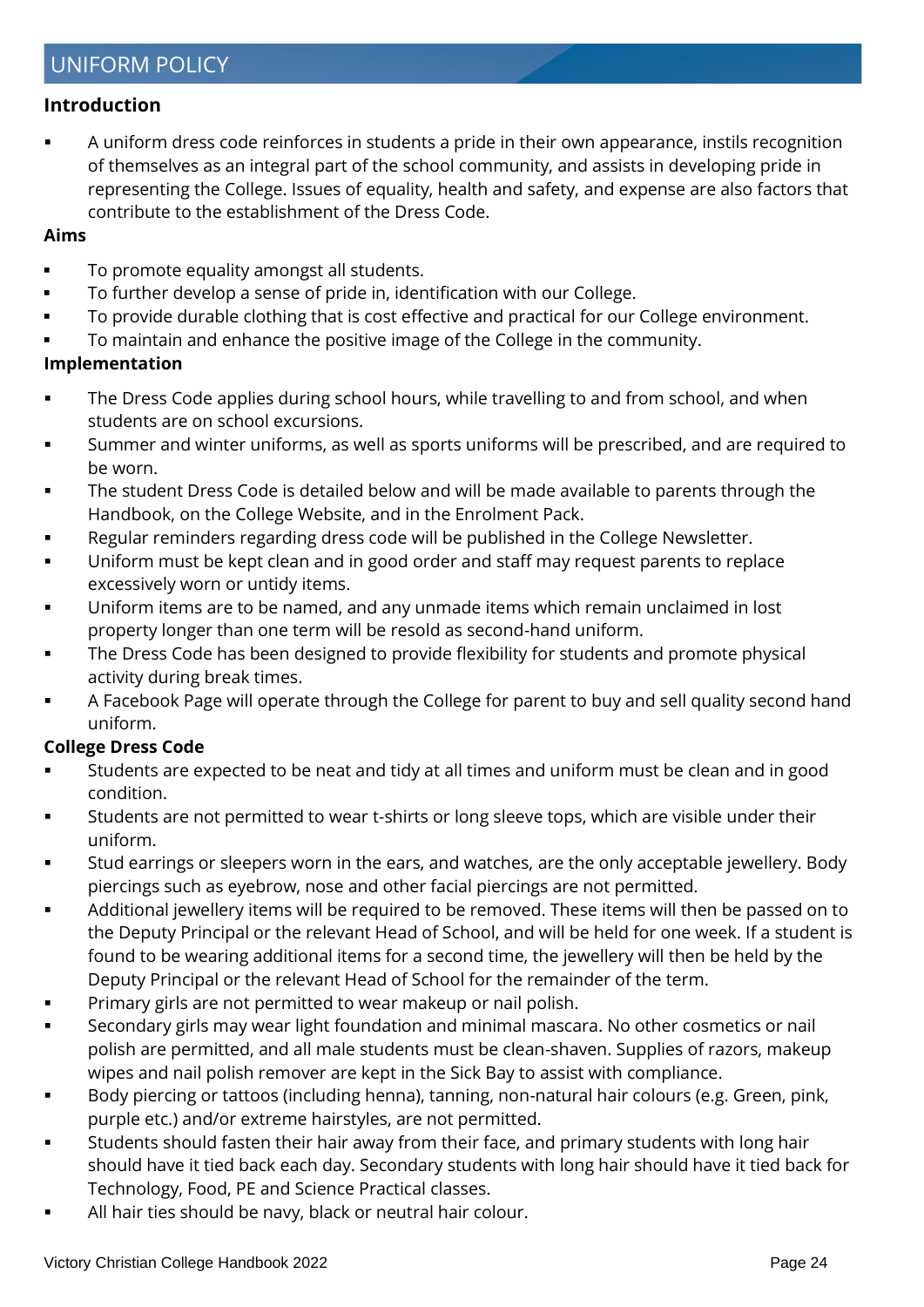# UNIFORM POLICY

## Introduction

- A uniform dress code reinforces in students a pride in their own appearance, instils recognition of themselves as an integral part of the school community, and assists in developing pride in representing the College. Issues of equality, health and safety, and expense are also factors that contribute to the establishment of the Dress Code.

## Aims

- To promote equality amongst all students.
- To further develop a sense of pride in, identification with our College.
- To provide durable clothing that is cost effective and practical for our College environment.
- To maintain and enhance the positive image of the College in the community.

## Implementation

- The Dress Code applies during school hours, while travelling to and from school, and when students are on school excursions.
- Summer and winter uniforms, as well as sports uniforms will be prescribed, and are required to be worn.
- The student Dress Code is detailed below and will be made available to parents through the Handbook, on the College Website, and in the Enrolment Pack.
- Regular reminders regarding dress code will be published in the College Newsletter.
- Uniform must be kept clean and in good order and staff may request parents to replace excessively worn or untidy items.
- Uniform items are to be named, and any unmade items which remain unclaimed in lost property longer than one term will be resold as second-hand uniform.
- The Dress Code has been designed to provide flexibility for students and promote physical activity during break times.
- A Facebook Page will operate through the College for parent to buy and sell quality second hand uniform.

## College Dress Code

- Students are expected to be neat and tidy at all times and uniform must be clean and in good condition.
- Students are not permitted to wear t-shirts or long sleeve tops, which are visible under their uniform.
- Stud earrings or sleepers worn in the ears, and watches, are the only acceptable jewellery. Body piercings such as eyebrow, nose and other facial piercings are not permitted.
- Additional jewellery items will be required to be removed. These items will then be passed on to the Deputy Principal or the relevant Head of School, and will be held for one week. If a student is found to be wearing additional items for a second time, the jewellery will then be held by the Deputy Principal or the relevant Head of School for the remainder of the term.
- Primary girls are not permitted to wear makeup or nail polish.
- Secondary girls may wear light foundation and minimal mascara. No other cosmetics or nail polish are permitted, and all male students must be clean-shaven. Supplies of razors, makeup wipes and nail polish remover are kept in the Sick Bay to assist with compliance.
- Body piercing or tattoos (including henna), tanning, non-natural hair colours (e.g. Green, pink, purple etc.) and/or extreme hairstyles, are not permitted.
- Students should fasten their hair away from their face, and primary students with long hair should have it tied back each day. Secondary students with long hair should have it tied back for Technology, Food, PE and Science Practical classes.
- All hair ties should be navy, black or neutral hair colour.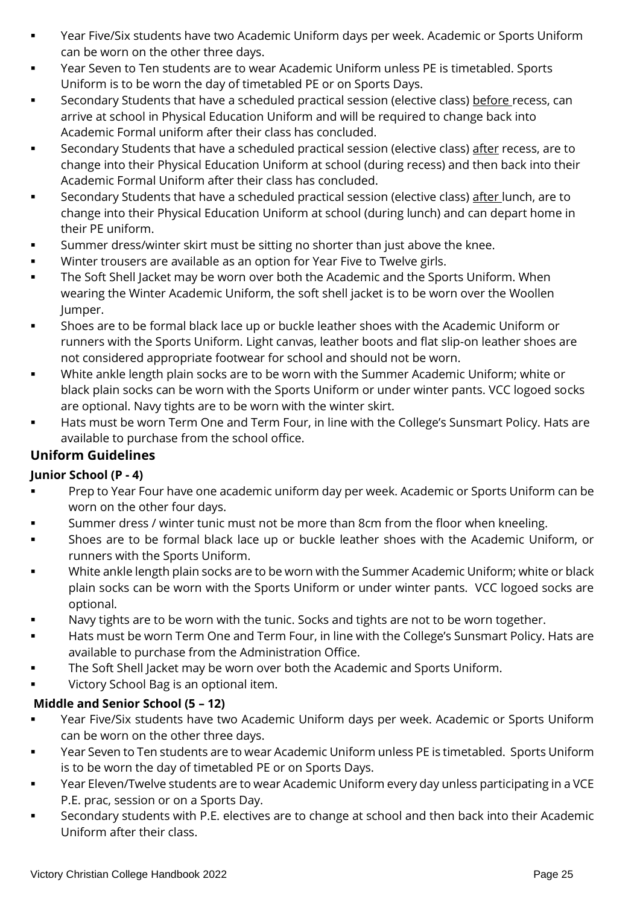- Year Five/Six students have two Academic Uniform days per week. Academic or Sports Uniform can be worn on the other three days.
- Year Seven to Ten students are to wear Academic Uniform unless PE is timetabled. Sports Uniform is to be worn the day of timetabled PE or on Sports Days.
- Secondary Students that have a scheduled practical session (elective class) before recess, can arrive at school in Physical Education Uniform and will be required to change back into Academic Formal uniform after their class has concluded.
- Secondary Students that have a scheduled practical session (elective class) after recess, are to change into their Physical Education Uniform at school (during recess) and then back into their Academic Formal Uniform after their class has concluded.
- Secondary Students that have a scheduled practical session (elective class) after lunch, are to change into their Physical Education Uniform at school (during lunch) and can depart home in their PE uniform.
- Summer dress/winter skirt must be sitting no shorter than just above the knee.
- Winter trousers are available as an option for Year Five to Twelve girls.
- The Soft Shell Jacket may be worn over both the Academic and the Sports Uniform. When wearing the Winter Academic Uniform, the soft shell jacket is to be worn over the Woollen Jumper.
- Shoes are to be formal black lace up or buckle leather shoes with the Academic Uniform or runners with the Sports Uniform. Light canvas, leather boots and flat slip-on leather shoes are not considered appropriate footwear for school and should not be worn.
- White ankle length plain socks are to be worn with the Summer Academic Uniform; white or black plain socks can be worn with the Sports Uniform or under winter pants. VCC logoed socks are optional. Navy tights are to be worn with the winter skirt.
- Hats must be worn Term One and Term Four, in line with the College's Sunsmart Policy. Hats are available to purchase from the school office.

## Uniform Guidelines

### Junior School (P - 4)

- Prep to Year Four have one academic uniform day per week. Academic or Sports Uniform can be worn on the other four days.
- Summer dress / winter tunic must not be more than 8cm from the floor when kneeling.
- Shoes are to be formal black lace up or buckle leather shoes with the Academic Uniform, or runners with the Sports Uniform.
- White ankle length plain socks are to be worn with the Summer Academic Uniform; white or black plain socks can be worn with the Sports Uniform or under winter pants. VCC logoed socks are optional.
- Navy tights are to be worn with the tunic. Socks and tights are not to be worn together.
- Hats must be worn Term One and Term Four, in line with the College's Sunsmart Policy. Hats are available to purchase from the Administration Office.
- The Soft Shell Jacket may be worn over both the Academic and Sports Uniform.
- Victory School Bag is an optional item.

### Middle and Senior School (5 – 12)

- Year Five/Six students have two Academic Uniform days per week. Academic or Sports Uniform can be worn on the other three days.
- Year Seven to Ten students are to wear Academic Uniform unless PE is timetabled. Sports Uniform is to be worn the day of timetabled PE or on Sports Days.
- Year Eleven/Twelve students are to wear Academic Uniform every day unless participating in a VCE P.E. prac, session or on a Sports Day.
- Secondary students with P.E. electives are to change at school and then back into their Academic Uniform after their class.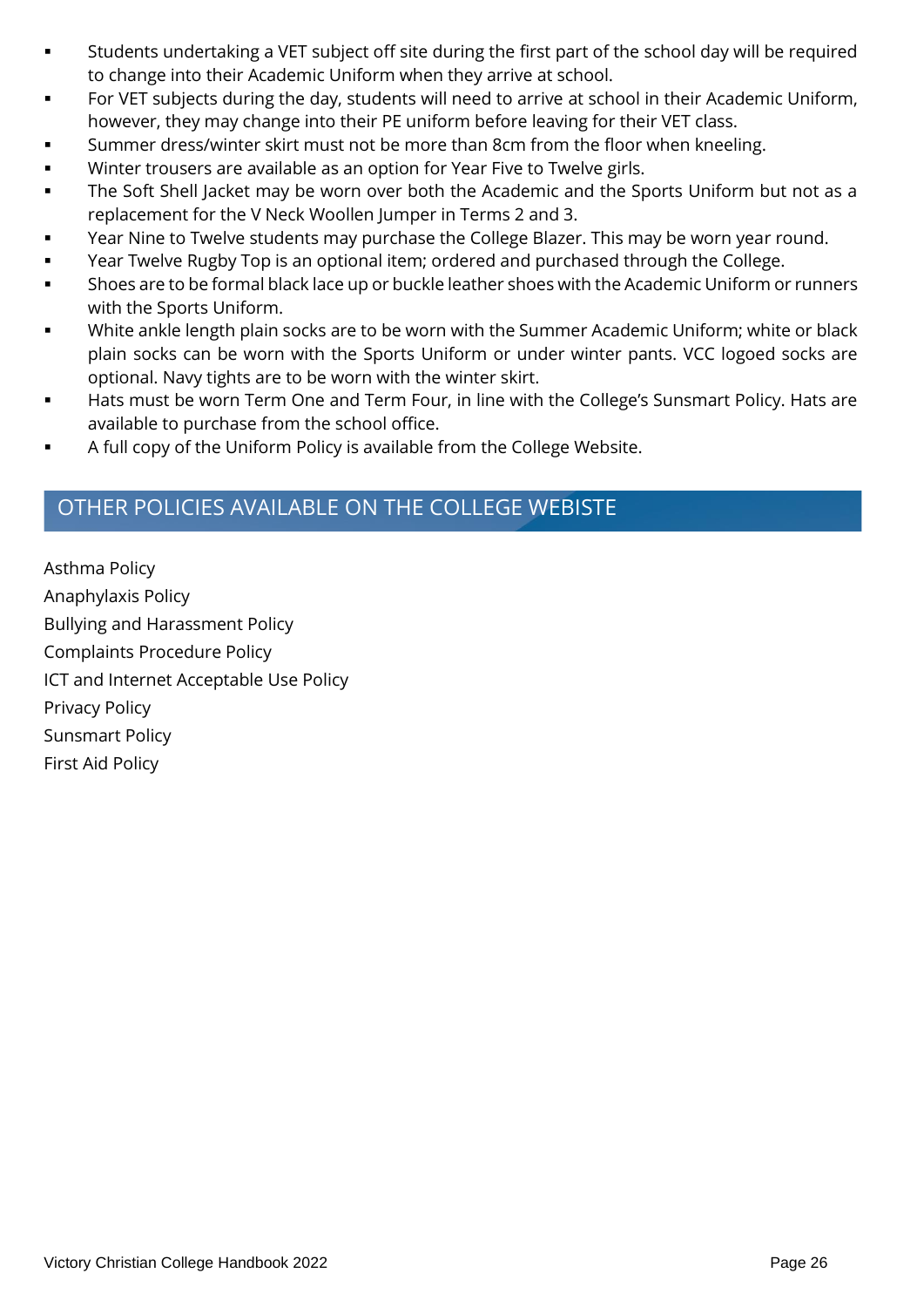- Students undertaking a VET subject off site during the first part of the school day will be required to change into their Academic Uniform when they arrive at school.
- For VET subjects during the day, students will need to arrive at school in their Academic Uniform, however, they may change into their PE uniform before leaving for their VET class.
- Summer dress/winter skirt must not be more than 8cm from the floor when kneeling.
- Winter trousers are available as an option for Year Five to Twelve girls.
- The Soft Shell Jacket may be worn over both the Academic and the Sports Uniform but not as a replacement for the V Neck Woollen Jumper in Terms 2 and 3.
- Year Nine to Twelve students may purchase the College Blazer. This may be worn year round.
- Year Twelve Rugby Top is an optional item; ordered and purchased through the College.
- Shoes are to be formal black lace up or buckle leather shoes with the Academic Uniform or runners with the Sports Uniform.
- White ankle length plain socks are to be worn with the Summer Academic Uniform; white or black plain socks can be worn with the Sports Uniform or under winter pants. VCC logoed socks are optional. Navy tights are to be worn with the winter skirt.
- Hats must be worn Term One and Term Four, in line with the College's Sunsmart Policy. Hats are available to purchase from the school office.
- A full copy of the Uniform Policy is available from the College Website.

## OTHER POLICIES AVAILABLE ON THE COLLEGE WEBISTE

Asthma Policy
Anaphylaxis Policy
Bullying and Harassment Policy
Complaints Procedure Policy
ICT and Internet Acceptable Use Policy
Privacy Policy
Sunsmart Policy
First Aid Policy